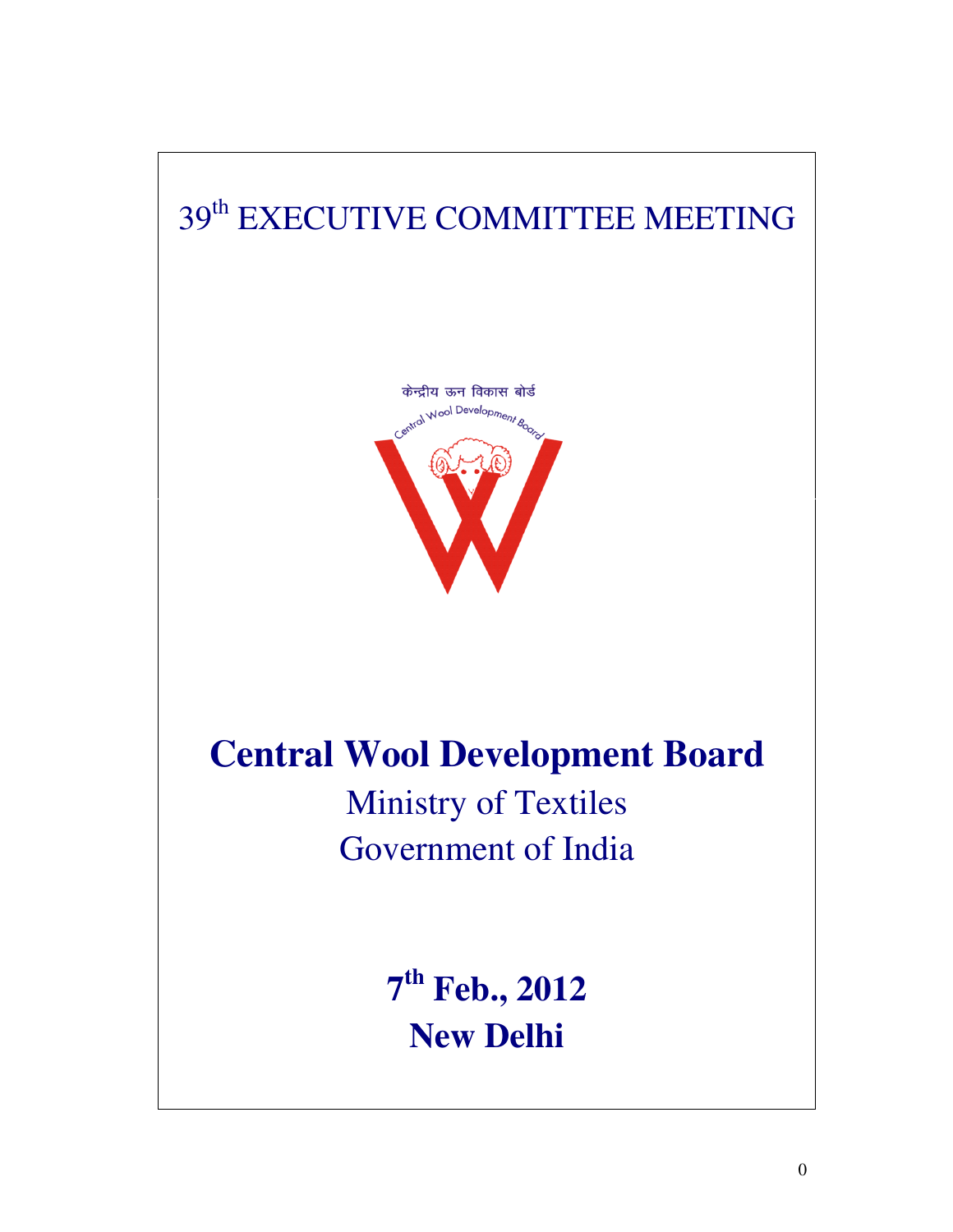# 39th EXECUTIVE COMMITTEE MEETING

केन्द्रीय ऊन विकास बोर्ड

Central Wool Development Board

# Central Wool Development Board

Ministry of Textiles

Government of India

**7th Feb., 2012**

**New Delhi**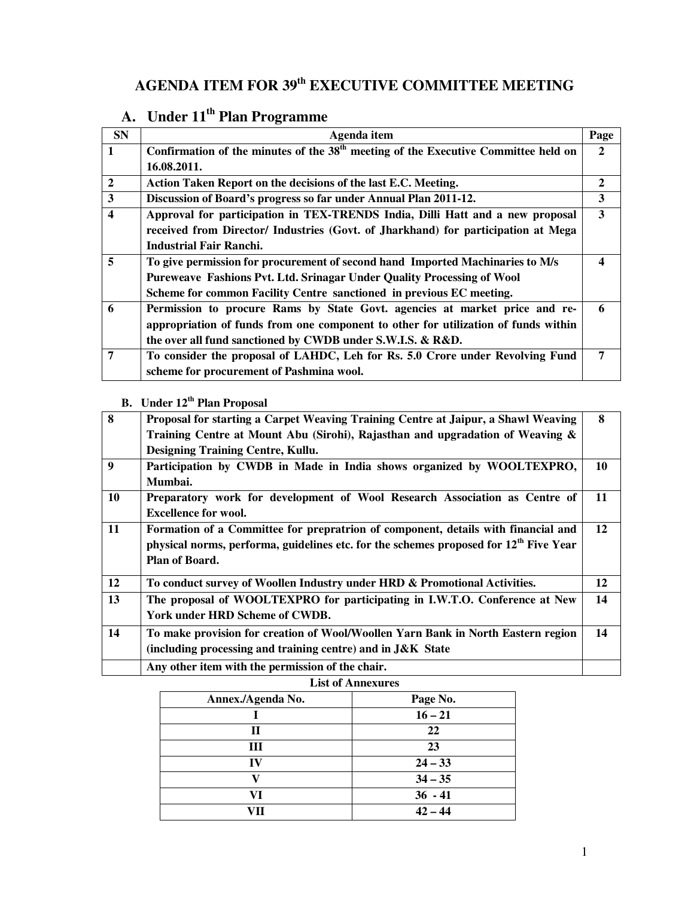# AGENDA ITEM FOR 39th EXECUTIVE COMMITTEE MEETING

## A. Under 11th Plan Programme

| SN | Agenda item | Page |
|---|---|---|
| 1 | **Confirmation of the minutes of the 38th meeting of the Executive Committee held on 16.08.2011.** | 2 |
| 2 | **Action Taken Report on the decisions of the last E.C. Meeting.** | 2 |
| 3 | **Discussion of Board's progress so far under Annual Plan 2011-12.** | 3 |
| 4 | **Approval for participation in TEX-TRENDS India, Dilli Hatt and a new proposal received from Director/ Industries (Govt. of Jharkhand) for participation at Mega Industrial Fair Ranchi.** | 3 |
| 5 | **To give permission for procurement of second hand Imported Machinaries to M/s Pureweave Fashions Pvt. Ltd. Srinagar Under Quality Processing of Wool Scheme for common Facility Centre sanctioned in previous EC meeting.** | 4 |
| 6 | **Permission to procure Rams by State Govt. agencies at market price and re-appropriation of funds from one component to other for utilization of funds within the over all fund sanctioned by CWDB under S.W.I.S. & R&D.** | 6 |
| 7 | **To consider the proposal of LAHDC, Leh for Rs. 5.0 Crore under Revolving Fund scheme for procurement of Pashmina wool.** | 7 |

### B. Under 12th Plan Proposal

| SN | Agenda item | Page |
|---|---|---|
| 8 | **Proposal for starting a Carpet Weaving Training Centre at Jaipur, a Shawl Weaving Training Centre at Mount Abu (Sirohi), Rajasthan and upgradation of Weaving & Designing Training Centre, Kullu.** | 8 |
| 9 | **Participation by CWDB in Made in India shows organized by WOOLTEXPRO, Mumbai.** | 10 |
| 10 | **Preparatory work for development of Wool Research Association as Centre of Excellence for wool.** | 11 |
| 11 | **Formation of a Committee for prepratrion of component, details with financial and physical norms, performa, guidelines etc. for the schemes proposed for 12th Five Year Plan of Board.** | 12 |
| 12 | **To conduct survey of Woollen Industry under HRD & Promotional Activities.** | 12 |
| 13 | **The proposal of WOOLTEXPRO for participating in I.W.T.O. Conference at New York under HRD Scheme of CWDB.** | 14 |
| 14 | **To make provision for creation of Wool/Woollen Yarn Bank in North Eastern region (including processing and training centre) and in J&K State** | 14 |
| | **Any other item with the permission of the chair.** | |

**List of Annexures**

| Annex./Agenda No. | Page No. |
|---|---|
| I | 16 – 21 |
| II | 22 |
| III | 23 |
| IV | 24 – 33 |
| V | 34 – 35 |
| VI | 36 - 41 |
| VII | 42 – 44 |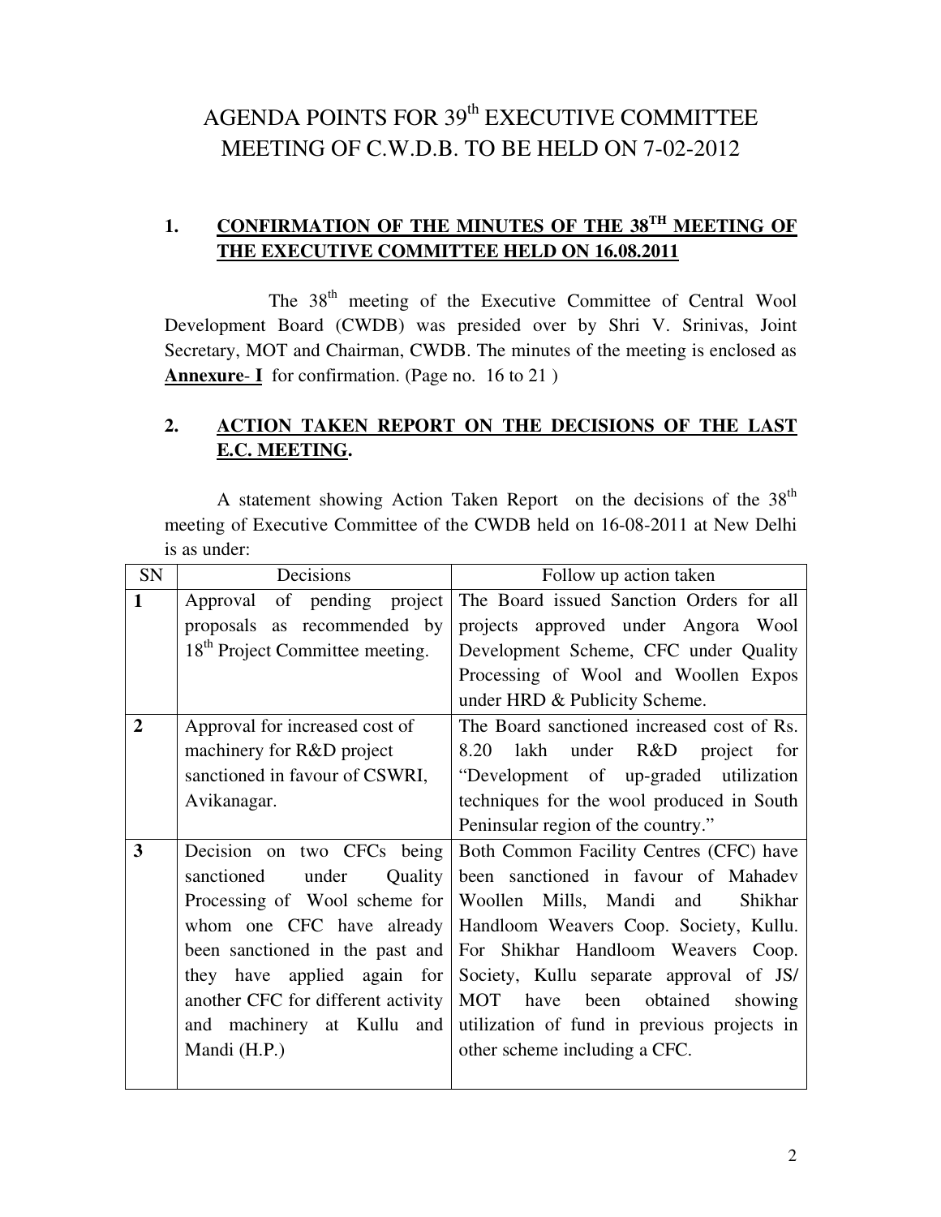# AGENDA POINTS FOR 39th EXECUTIVE COMMITTEE MEETING OF C.W.D.B. TO BE HELD ON 7-02-2012

## 1. CONFIRMATION OF THE MINUTES OF THE 38TH MEETING OF THE EXECUTIVE COMMITTEE HELD ON 16.08.2011

The 38th meeting of the Executive Committee of Central Wool Development Board (CWDB) was presided over by Shri V. Srinivas, Joint Secretary, MOT and Chairman, CWDB. The minutes of the meeting is enclosed as **Annexure- I** for confirmation. (Page no. 16 to 21 )

## 2. ACTION TAKEN REPORT ON THE DECISIONS OF THE LAST E.C. MEETING.

A statement showing Action Taken Report on the decisions of the 38th meeting of Executive Committee of the CWDB held on 16-08-2011 at New Delhi is as under:

| SN | Decisions | Follow up action taken |
|---|---|---|
| **1** | Approval of pending project proposals as recommended by 18th Project Committee meeting. | The Board issued Sanction Orders for all projects approved under Angora Wool Development Scheme, CFC under Quality Processing of Wool and Woollen Expos under HRD & Publicity Scheme. |
| **2** | Approval for increased cost of machinery for R&D project sanctioned in favour of CSWRI, Avikanagar. | The Board sanctioned increased cost of Rs. 8.20 lakh under R&D project for "Development of up-graded utilization techniques for the wool produced in South Peninsular region of the country." |
| **3** | Decision on two CFCs being sanctioned under Quality Processing of Wool scheme for whom one CFC have already been sanctioned in the past and they have applied again for another CFC for different activity and machinery at Kullu and Mandi (H.P.) | Both Common Facility Centres (CFC) have been sanctioned in favour of Mahadev Woollen Mills, Mandi and Shikhar Handloom Weavers Coop. Society, Kullu. For Shikhar Handloom Weavers Coop. Society, Kullu separate approval of JS/ MOT have been obtained showing utilization of fund in previous projects in other scheme including a CFC. |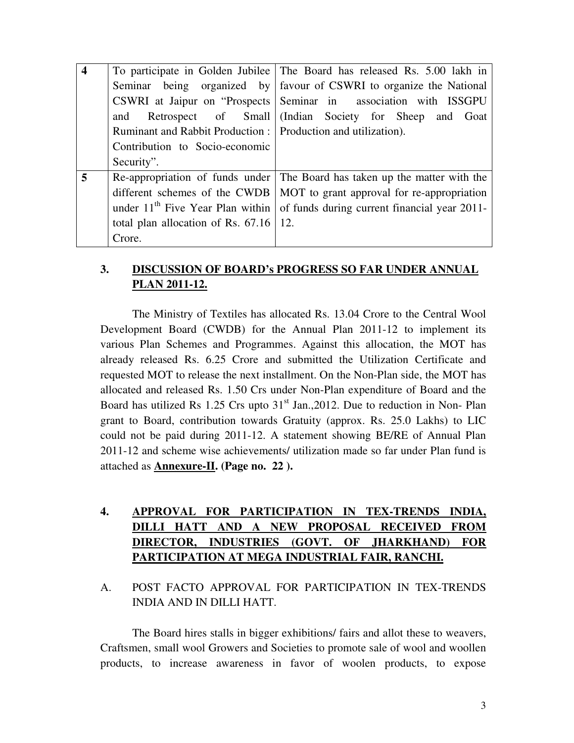| 4 | To participate in Golden Jubilee Seminar being organized by CSWRI at Jaipur on "Prospects and Retrospect of Small Ruminant and Rabbit Production : Contribution to Socio-economic Security". | The Board has released Rs. 5.00 lakh in favour of CSWRI to organize the National Seminar in association with ISSGPU (Indian Society for Sheep and Goat Production and utilization). |
|---|---|---|
| 5 | Re-appropriation of funds under different schemes of the CWDB under 11$^{th}$ Five Year Plan within total plan allocation of Rs. 67.16 Crore. | The Board has taken up the matter with the MOT to grant approval for re-appropriation of funds during current financial year 2011-12. |

## 3. DISCUSSION OF BOARD's PROGRESS SO FAR UNDER ANNUAL PLAN 2011-12.

The Ministry of Textiles has allocated Rs. 13.04 Crore to the Central Wool Development Board (CWDB) for the Annual Plan 2011-12 to implement its various Plan Schemes and Programmes. Against this allocation, the MOT has already released Rs. 6.25 Crore and submitted the Utilization Certificate and requested MOT to release the next installment. On the Non-Plan side, the MOT has allocated and released Rs. 1.50 Crs under Non-Plan expenditure of Board and the Board has utilized Rs 1.25 Crs upto 31$^{st}$ Jan.,2012. Due to reduction in Non- Plan grant to Board, contribution towards Gratuity (approx. Rs. 25.0 Lakhs) to LIC could not be paid during 2011-12. A statement showing BE/RE of Annual Plan 2011-12 and scheme wise achievements/ utilization made so far under Plan fund is attached as **Annexure-II. (Page no. 22 ).**

## 4. APPROVAL FOR PARTICIPATION IN TEX-TRENDS INDIA, DILLI HATT AND A NEW PROPOSAL RECEIVED FROM DIRECTOR, INDUSTRIES (GOVT. OF JHARKHAND) FOR PARTICIPATION AT MEGA INDUSTRIAL FAIR, RANCHI.

A. POST FACTO APPROVAL FOR PARTICIPATION IN TEX-TRENDS INDIA AND IN DILLI HATT.

The Board hires stalls in bigger exhibitions/ fairs and allot these to weavers, Craftsmen, small wool Growers and Societies to promote sale of wool and woollen products, to increase awareness in favor of woolen products, to expose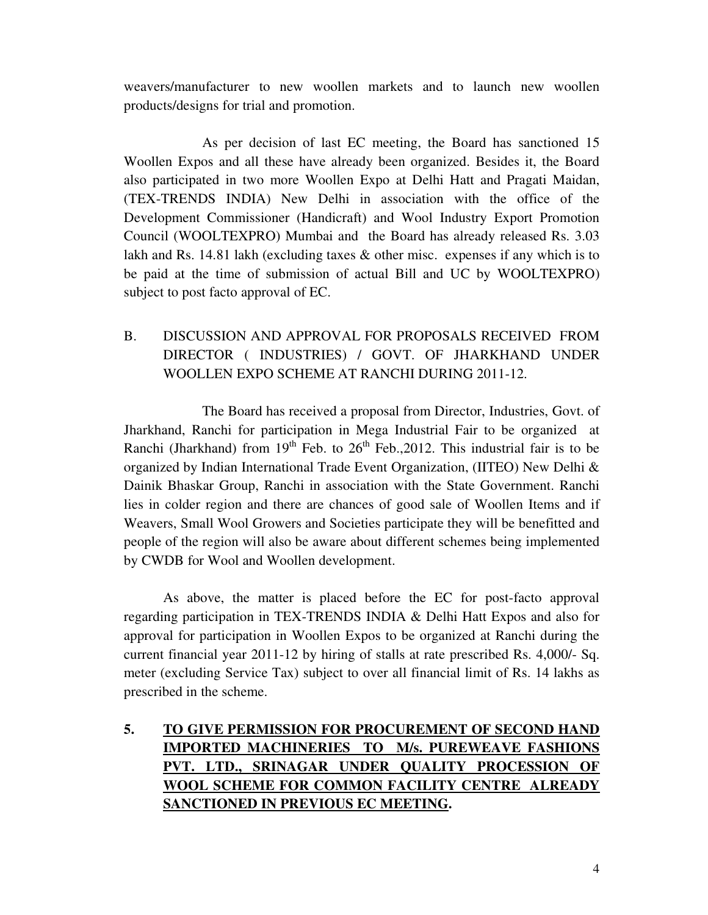weavers/manufacturer to new woollen markets and to launch new woollen products/designs for trial and promotion.

As per decision of last EC meeting, the Board has sanctioned 15 Woollen Expos and all these have already been organized. Besides it, the Board also participated in two more Woollen Expo at Delhi Hatt and Pragati Maidan, (TEX-TRENDS INDIA) New Delhi in association with the office of the Development Commissioner (Handicraft) and Wool Industry Export Promotion Council (WOOLTEXPRO) Mumbai and the Board has already released Rs. 3.03 lakh and Rs. 14.81 lakh (excluding taxes & other misc. expenses if any which is to be paid at the time of submission of actual Bill and UC by WOOLTEXPRO) subject to post facto approval of EC.

B. DISCUSSION AND APPROVAL FOR PROPOSALS RECEIVED FROM DIRECTOR ( INDUSTRIES) / GOVT. OF JHARKHAND UNDER WOOLLEN EXPO SCHEME AT RANCHI DURING 2011-12.

The Board has received a proposal from Director, Industries, Govt. of Jharkhand, Ranchi for participation in Mega Industrial Fair to be organized at Ranchi (Jharkhand) from 19th Feb. to 26th Feb.,2012. This industrial fair is to be organized by Indian International Trade Event Organization, (IITEO) New Delhi & Dainik Bhaskar Group, Ranchi in association with the State Government. Ranchi lies in colder region and there are chances of good sale of Woollen Items and if Weavers, Small Wool Growers and Societies participate they will be benefitted and people of the region will also be aware about different schemes being implemented by CWDB for Wool and Woollen development.

As above, the matter is placed before the EC for post-facto approval regarding participation in TEX-TRENDS INDIA & Delhi Hatt Expos and also for approval for participation in Woollen Expos to be organized at Ranchi during the current financial year 2011-12 by hiring of stalls at rate prescribed Rs. 4,000/- Sq. meter (excluding Service Tax) subject to over all financial limit of Rs. 14 lakhs as prescribed in the scheme.

**5. <u>TO GIVE PERMISSION FOR PROCUREMENT OF SECOND HAND IMPORTED MACHINERIES TO M/s. PUREWEAVE FASHIONS PVT. LTD., SRINAGAR UNDER QUALITY PROCESSION OF WOOL SCHEME FOR COMMON FACILITY CENTRE ALREADY SANCTIONED IN PREVIOUS EC MEETING</u>.**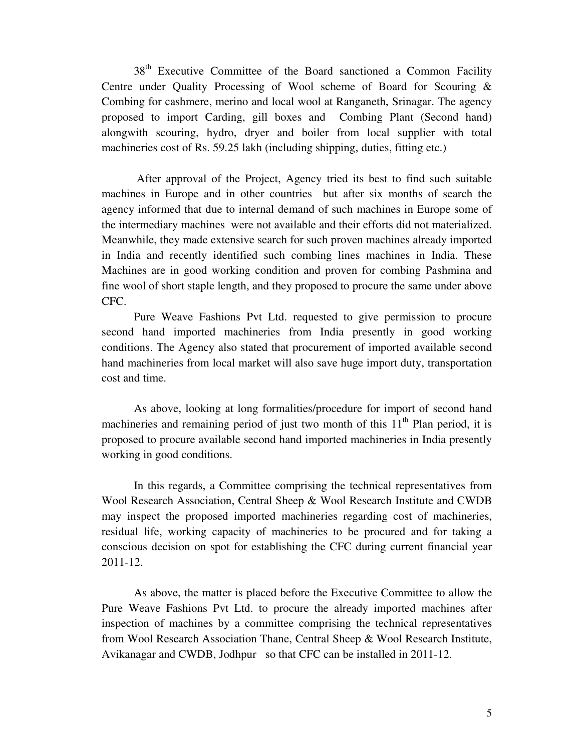38th Executive Committee of the Board sanctioned a Common Facility Centre under Quality Processing of Wool scheme of Board for Scouring & Combing for cashmere, merino and local wool at Ranganeth, Srinagar. The agency proposed to import Carding, gill boxes and Combing Plant (Second hand) alongwith scouring, hydro, dryer and boiler from local supplier with total machineries cost of Rs. 59.25 lakh (including shipping, duties, fitting etc.)

After approval of the Project, Agency tried its best to find such suitable machines in Europe and in other countries but after six months of search the agency informed that due to internal demand of such machines in Europe some of the intermediary machines were not available and their efforts did not materialized. Meanwhile, they made extensive search for such proven machines already imported in India and recently identified such combing lines machines in India. These Machines are in good working condition and proven for combing Pashmina and fine wool of short staple length, and they proposed to procure the same under above CFC.

Pure Weave Fashions Pvt Ltd. requested to give permission to procure second hand imported machineries from India presently in good working conditions. The Agency also stated that procurement of imported available second hand machineries from local market will also save huge import duty, transportation cost and time.

As above, looking at long formalities/procedure for import of second hand machineries and remaining period of just two month of this 11th Plan period, it is proposed to procure available second hand imported machineries in India presently working in good conditions.

In this regards, a Committee comprising the technical representatives from Wool Research Association, Central Sheep & Wool Research Institute and CWDB may inspect the proposed imported machineries regarding cost of machineries, residual life, working capacity of machineries to be procured and for taking a conscious decision on spot for establishing the CFC during current financial year 2011-12.

As above, the matter is placed before the Executive Committee to allow the Pure Weave Fashions Pvt Ltd. to procure the already imported machines after inspection of machines by a committee comprising the technical representatives from Wool Research Association Thane, Central Sheep & Wool Research Institute, Avikanagar and CWDB, Jodhpur so that CFC can be installed in 2011-12.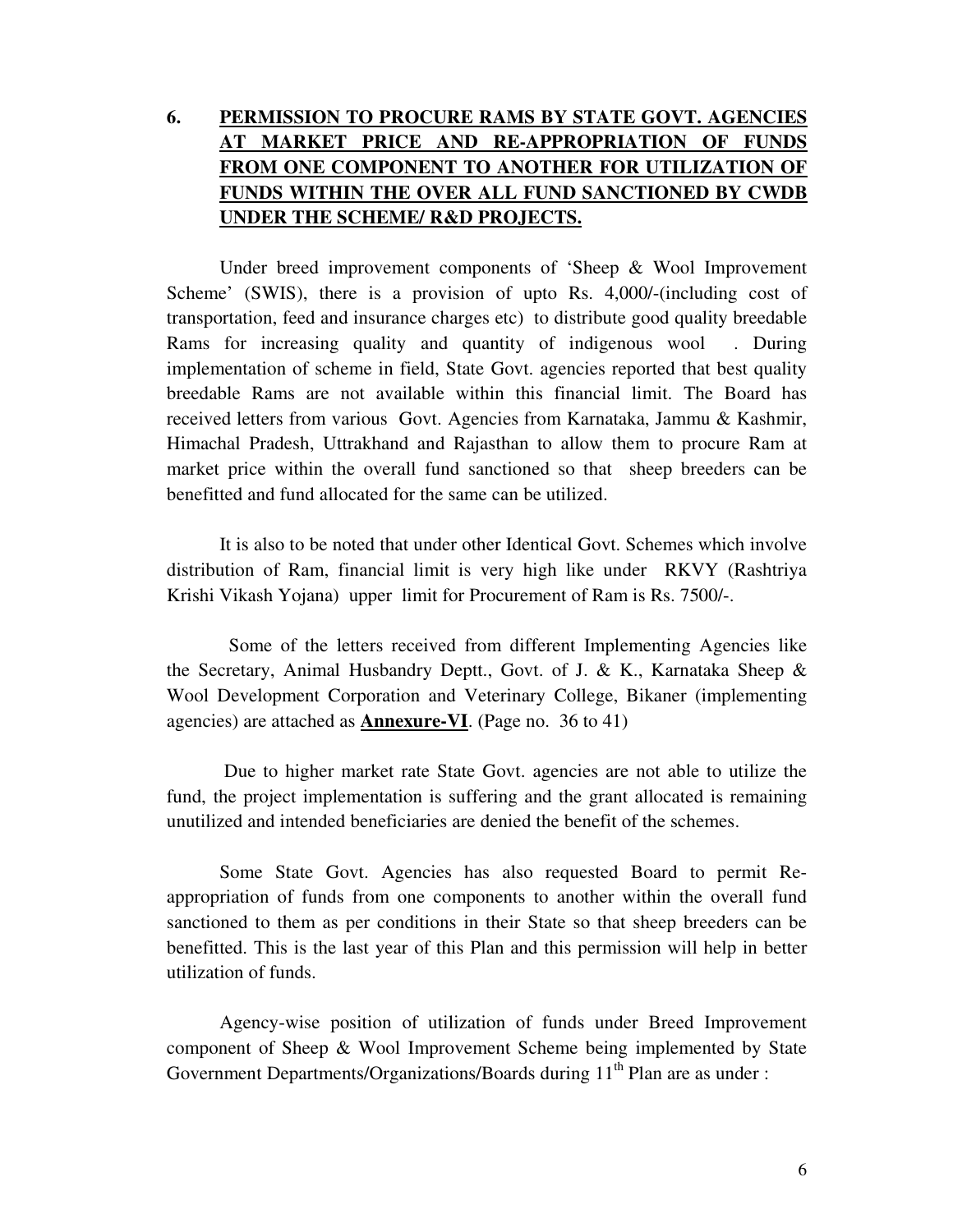## 6. **PERMISSION TO PROCURE RAMS BY STATE GOVT. AGENCIES AT MARKET PRICE AND RE-APPROPRIATION OF FUNDS FROM ONE COMPONENT TO ANOTHER FOR UTILIZATION OF FUNDS WITHIN THE OVER ALL FUND SANCTIONED BY CWDB UNDER THE SCHEME/ R&D PROJECTS.**

Under breed improvement components of 'Sheep & Wool Improvement Scheme' (SWIS), there is a provision of upto Rs. 4,000/-(including cost of transportation, feed and insurance charges etc) to distribute good quality breedable Rams for increasing quality and quantity of indigenous wool . During implementation of scheme in field, State Govt. agencies reported that best quality breedable Rams are not available within this financial limit. The Board has received letters from various Govt. Agencies from Karnataka, Jammu & Kashmir, Himachal Pradesh, Uttrakhand and Rajasthan to allow them to procure Ram at market price within the overall fund sanctioned so that sheep breeders can be benefitted and fund allocated for the same can be utilized.

It is also to be noted that under other Identical Govt. Schemes which involve distribution of Ram, financial limit is very high like under RKVY (Rashtriya Krishi Vikash Yojana) upper limit for Procurement of Ram is Rs. 7500/-.

Some of the letters received from different Implementing Agencies like the Secretary, Animal Husbandry Deptt., Govt. of J. & K., Karnataka Sheep & Wool Development Corporation and Veterinary College, Bikaner (implementing agencies) are attached as **Annexure-VI**. (Page no. 36 to 41)

Due to higher market rate State Govt. agencies are not able to utilize the fund, the project implementation is suffering and the grant allocated is remaining unutilized and intended beneficiaries are denied the benefit of the schemes.

Some State Govt. Agencies has also requested Board to permit Re-appropriation of funds from one components to another within the overall fund sanctioned to them as per conditions in their State so that sheep breeders can be benefitted. This is the last year of this Plan and this permission will help in better utilization of funds.

Agency-wise position of utilization of funds under Breed Improvement component of Sheep & Wool Improvement Scheme being implemented by State Government Departments/Organizations/Boards during 11th Plan are as under :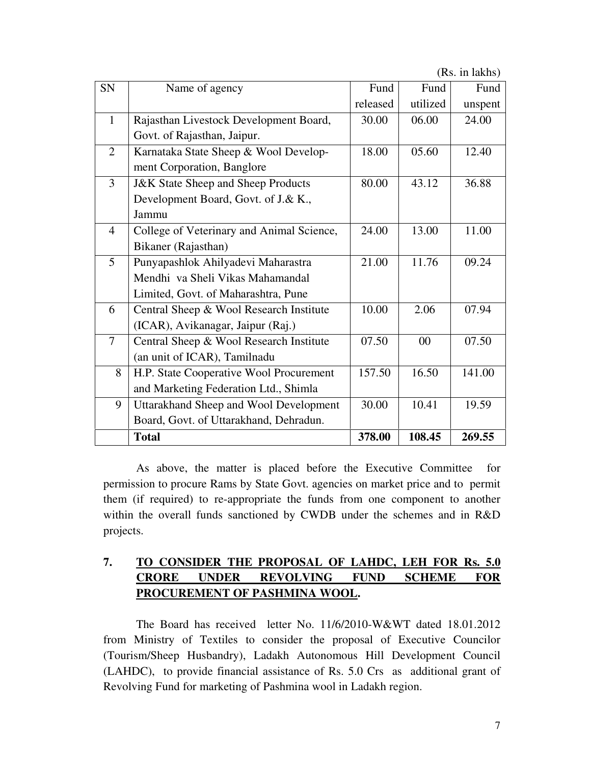(Rs. in lakhs)

| SN | Name of agency | Fund released | Fund utilized | Fund unspent |
|---|---|---|---|---|
| 1 | Rajasthan Livestock Development Board, Govt. of Rajasthan, Jaipur. | 30.00 | 06.00 | 24.00 |
| 2 | Karnataka State Sheep & Wool Development Corporation, Banglore | 18.00 | 05.60 | 12.40 |
| 3 | J&K State Sheep and Sheep Products Development Board, Govt. of J.& K., Jammu | 80.00 | 43.12 | 36.88 |
| 4 | College of Veterinary and Animal Science, Bikaner (Rajasthan) | 24.00 | 13.00 | 11.00 |
| 5 | Punyapashlok Ahilyadevi Maharastra Mendhi va Sheli Vikas Mahamandal Limited, Govt. of Maharashtra, Pune | 21.00 | 11.76 | 09.24 |
| 6 | Central Sheep & Wool Research Institute (ICAR), Avikanagar, Jaipur (Raj.) | 10.00 | 2.06 | 07.94 |
| 7 | Central Sheep & Wool Research Institute (an unit of ICAR), Tamilnadu | 07.50 | 00 | 07.50 |
| 8 | H.P. State Cooperative Wool Procurement and Marketing Federation Ltd., Shimla | 157.50 | 16.50 | 141.00 |
| 9 | Uttarakhand Sheep and Wool Development Board, Govt. of Uttarakhand, Dehradun. | 30.00 | 10.41 | 19.59 |
| | **Total** | **378.00** | **108.45** | **269.55** |

As above, the matter is placed before the Executive Committee for permission to procure Rams by State Govt. agencies on market price and to permit them (if required) to re-appropriate the funds from one component to another within the overall funds sanctioned by CWDB under the schemes and in R&D projects.

## 7. <u>TO CONSIDER THE PROPOSAL OF LAHDC, LEH FOR Rs. 5.0 CRORE UNDER REVOLVING FUND SCHEME FOR PROCUREMENT OF PASHMINA WOOL.</u>

The Board has received letter No. 11/6/2010-W&WT dated 18.01.2012 from Ministry of Textiles to consider the proposal of Executive Councilor (Tourism/Sheep Husbandry), Ladakh Autonomous Hill Development Council (LAHDC), to provide financial assistance of Rs. 5.0 Crs as additional grant of Revolving Fund for marketing of Pashmina wool in Ladakh region.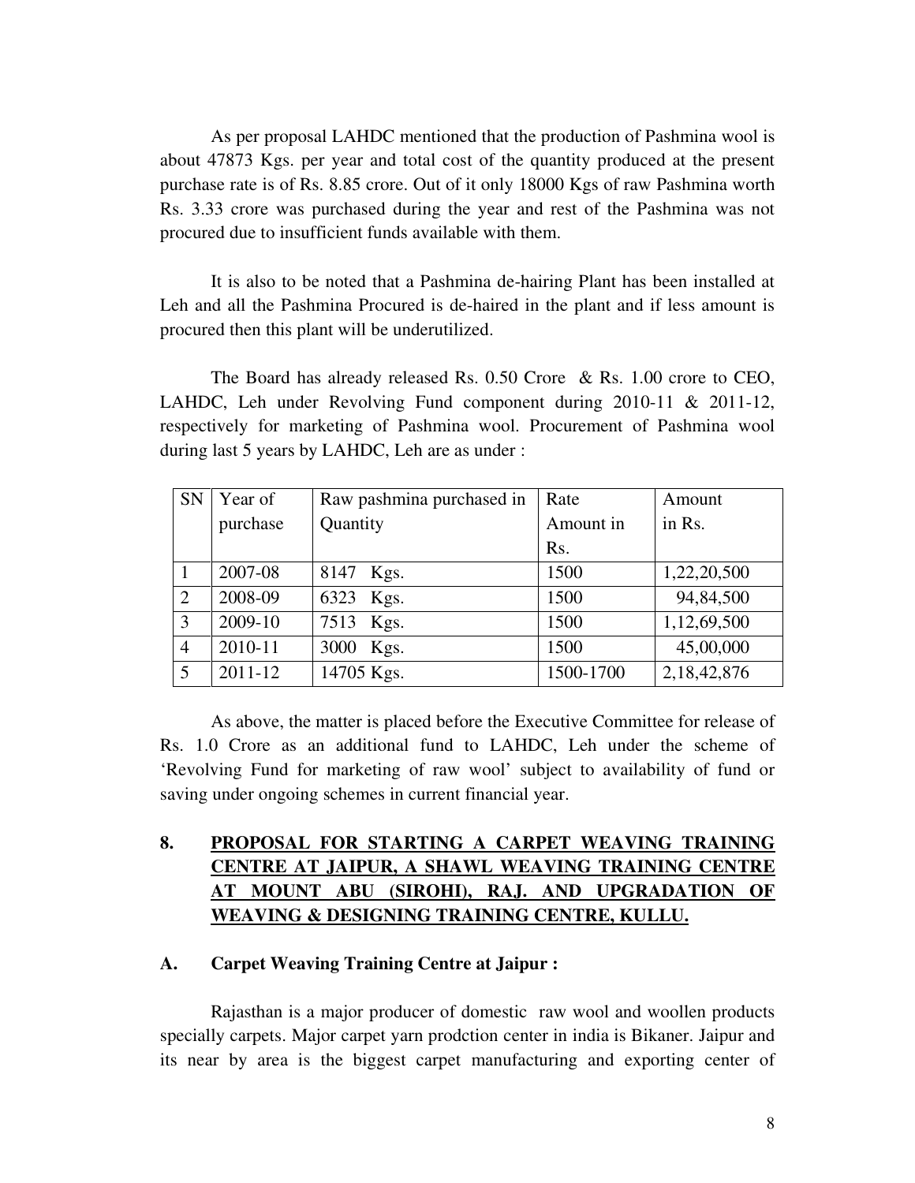As per proposal LAHDC mentioned that the production of Pashmina wool is about 47873 Kgs. per year and total cost of the quantity produced at the present purchase rate is of Rs. 8.85 crore. Out of it only 18000 Kgs of raw Pashmina worth Rs. 3.33 crore was purchased during the year and rest of the Pashmina was not procured due to insufficient funds available with them.

It is also to be noted that a Pashmina de-hairing Plant has been installed at Leh and all the Pashmina Procured is de-haired in the plant and if less amount is procured then this plant will be underutilized.

The Board has already released Rs. 0.50 Crore & Rs. 1.00 crore to CEO, LAHDC, Leh under Revolving Fund component during 2010-11 & 2011-12, respectively for marketing of Pashmina wool. Procurement of Pashmina wool during last 5 years by LAHDC, Leh are as under :

| SN | Year of purchase | Raw pashmina purchased in Quantity | Rate Amount in Rs. | Amount in Rs. |
|---|---|---|---|---|
| 1 | 2007-08 | 8147 Kgs. | 1500 | 1,22,20,500 |
| 2 | 2008-09 | 6323 Kgs. | 1500 | 94,84,500 |
| 3 | 2009-10 | 7513 Kgs. | 1500 | 1,12,69,500 |
| 4 | 2010-11 | 3000 Kgs. | 1500 | 45,00,000 |
| 5 | 2011-12 | 14705 Kgs. | 1500-1700 | 2,18,42,876 |

As above, the matter is placed before the Executive Committee for release of Rs. 1.0 Crore as an additional fund to LAHDC, Leh under the scheme of 'Revolving Fund for marketing of raw wool' subject to availability of fund or saving under ongoing schemes in current financial year.

## 8. PROPOSAL FOR STARTING A CARPET WEAVING TRAINING CENTRE AT JAIPUR, A SHAWL WEAVING TRAINING CENTRE AT MOUNT ABU (SIROHI), RAJ. AND UPGRADATION OF WEAVING & DESIGNING TRAINING CENTRE, KULLU.

### A. Carpet Weaving Training Centre at Jaipur :

Rajasthan is a major producer of domestic raw wool and woollen products specially carpets. Major carpet yarn prodction center in india is Bikaner. Jaipur and its near by area is the biggest carpet manufacturing and exporting center of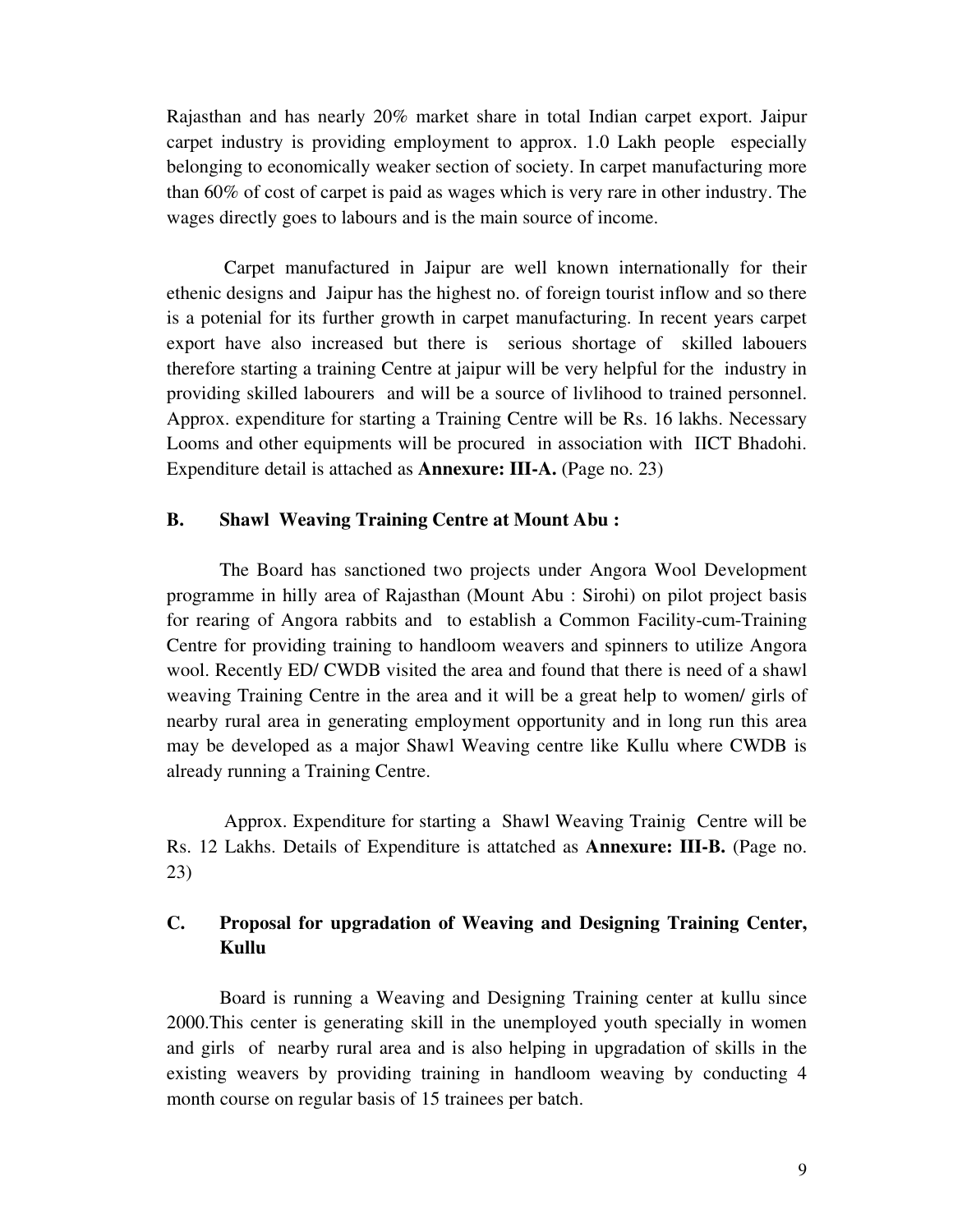Rajasthan and has nearly 20% market share in total Indian carpet export. Jaipur carpet industry is providing employment to approx. 1.0 Lakh people especially belonging to economically weaker section of society. In carpet manufacturing more than 60% of cost of carpet is paid as wages which is very rare in other industry. The wages directly goes to labours and is the main source of income.

Carpet manufactured in Jaipur are well known internationally for their ethenic designs and Jaipur has the highest no. of foreign tourist inflow and so there is a potenial for its further growth in carpet manufacturing. In recent years carpet export have also increased but there is serious shortage of skilled labouers therefore starting a training Centre at jaipur will be very helpful for the industry in providing skilled labourers and will be a source of livlihood to trained personnel. Approx. expenditure for starting a Training Centre will be Rs. 16 lakhs. Necessary Looms and other equipments will be procured in association with IICT Bhadohi. Expenditure detail is attached as **Annexure: III-A.** (Page no. 23)

### B. Shawl Weaving Training Centre at Mount Abu :

The Board has sanctioned two projects under Angora Wool Development programme in hilly area of Rajasthan (Mount Abu : Sirohi) on pilot project basis for rearing of Angora rabbits and to establish a Common Facility-cum-Training Centre for providing training to handloom weavers and spinners to utilize Angora wool. Recently ED/ CWDB visited the area and found that there is need of a shawl weaving Training Centre in the area and it will be a great help to women/ girls of nearby rural area in generating employment opportunity and in long run this area may be developed as a major Shawl Weaving centre like Kullu where CWDB is already running a Training Centre.

Approx. Expenditure for starting a Shawl Weaving Trainig Centre will be Rs. 12 Lakhs. Details of Expenditure is attatched as **Annexure: III-B.** (Page no. 23)

### C. Proposal for upgradation of Weaving and Designing Training Center, Kullu

Board is running a Weaving and Designing Training center at kullu since 2000.This center is generating skill in the unemployed youth specially in women and girls of nearby rural area and is also helping in upgradation of skills in the existing weavers by providing training in handloom weaving by conducting 4 month course on regular basis of 15 trainees per batch.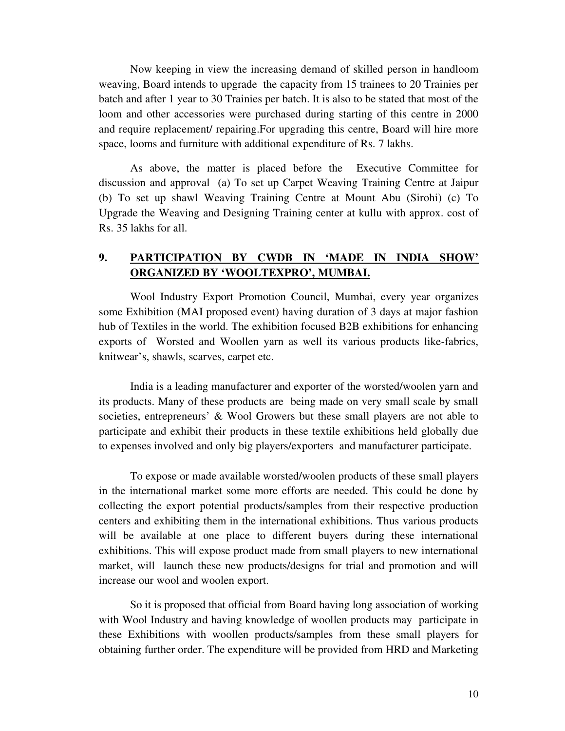Now keeping in view the increasing demand of skilled person in handloom weaving, Board intends to upgrade the capacity from 15 trainees to 20 Trainies per batch and after 1 year to 30 Trainies per batch. It is also to be stated that most of the loom and other accessories were purchased during starting of this centre in 2000 and require replacement/ repairing.For upgrading this centre, Board will hire more space, looms and furniture with additional expenditure of Rs. 7 lakhs.

As above, the matter is placed before the Executive Committee for discussion and approval (a) To set up Carpet Weaving Training Centre at Jaipur (b) To set up shawl Weaving Training Centre at Mount Abu (Sirohi) (c) To Upgrade the Weaving and Designing Training center at kullu with approx. cost of Rs. 35 lakhs for all.

## 9. PARTICIPATION BY CWDB IN 'MADE IN INDIA SHOW' ORGANIZED BY 'WOOLTEXPRO', MUMBAI.

Wool Industry Export Promotion Council, Mumbai, every year organizes some Exhibition (MAI proposed event) having duration of 3 days at major fashion hub of Textiles in the world. The exhibition focused B2B exhibitions for enhancing exports of Worsted and Woollen yarn as well its various products like-fabrics, knitwear's, shawls, scarves, carpet etc.

India is a leading manufacturer and exporter of the worsted/woolen yarn and its products. Many of these products are being made on very small scale by small societies, entrepreneurs' & Wool Growers but these small players are not able to participate and exhibit their products in these textile exhibitions held globally due to expenses involved and only big players/exporters and manufacturer participate.

To expose or made available worsted/woolen products of these small players in the international market some more efforts are needed. This could be done by collecting the export potential products/samples from their respective production centers and exhibiting them in the international exhibitions. Thus various products will be available at one place to different buyers during these international exhibitions. This will expose product made from small players to new international market, will launch these new products/designs for trial and promotion and will increase our wool and woolen export.

So it is proposed that official from Board having long association of working with Wool Industry and having knowledge of woollen products may participate in these Exhibitions with woollen products/samples from these small players for obtaining further order. The expenditure will be provided from HRD and Marketing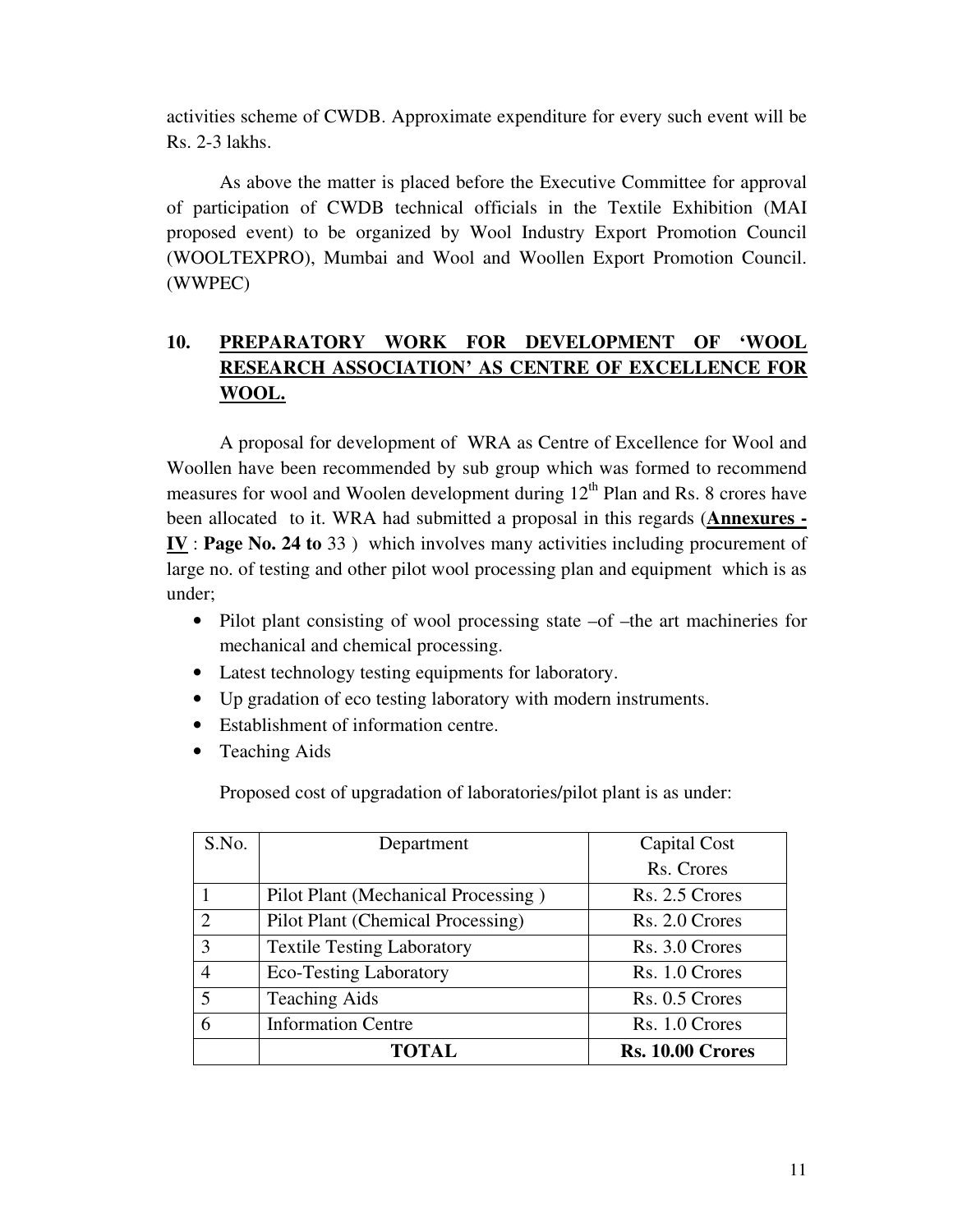activities scheme of CWDB. Approximate expenditure for every such event will be Rs. 2-3 lakhs.

As above the matter is placed before the Executive Committee for approval of participation of CWDB technical officials in the Textile Exhibition (MAI proposed event) to be organized by Wool Industry Export Promotion Council (WOOLTEXPRO), Mumbai and Wool and Woollen Export Promotion Council. (WWPEC)

## 10. PREPARATORY WORK FOR DEVELOPMENT OF 'WOOL RESEARCH ASSOCIATION' AS CENTRE OF EXCELLENCE FOR WOOL.

A proposal for development of WRA as Centre of Excellence for Wool and Woollen have been recommended by sub group which was formed to recommend measures for wool and Woolen development during 12th Plan and Rs. 8 crores have been allocated to it. WRA had submitted a proposal in this regards (**Annexures - IV** : **Page No. 24 to** 33 ) which involves many activities including procurement of large no. of testing and other pilot wool processing plan and equipment which is as under;

- Pilot plant consisting of wool processing state –of –the art machineries for mechanical and chemical processing.
- Latest technology testing equipments for laboratory.
- Up gradation of eco testing laboratory with modern instruments.
- Establishment of information centre.
- Teaching Aids

Proposed cost of upgradation of laboratories/pilot plant is as under:

| S.No. | Department | Capital Cost Rs. Crores |
|---|---|---|
| 1 | Pilot Plant (Mechanical Processing ) | Rs. 2.5 Crores |
| 2 | Pilot Plant (Chemical Processing) | Rs. 2.0 Crores |
| 3 | Textile Testing Laboratory | Rs. 3.0 Crores |
| 4 | Eco-Testing Laboratory | Rs. 1.0 Crores |
| 5 | Teaching Aids | Rs. 0.5 Crores |
| 6 | Information Centre | Rs. 1.0 Crores |
| | **TOTAL** | **Rs. 10.00 Crores** |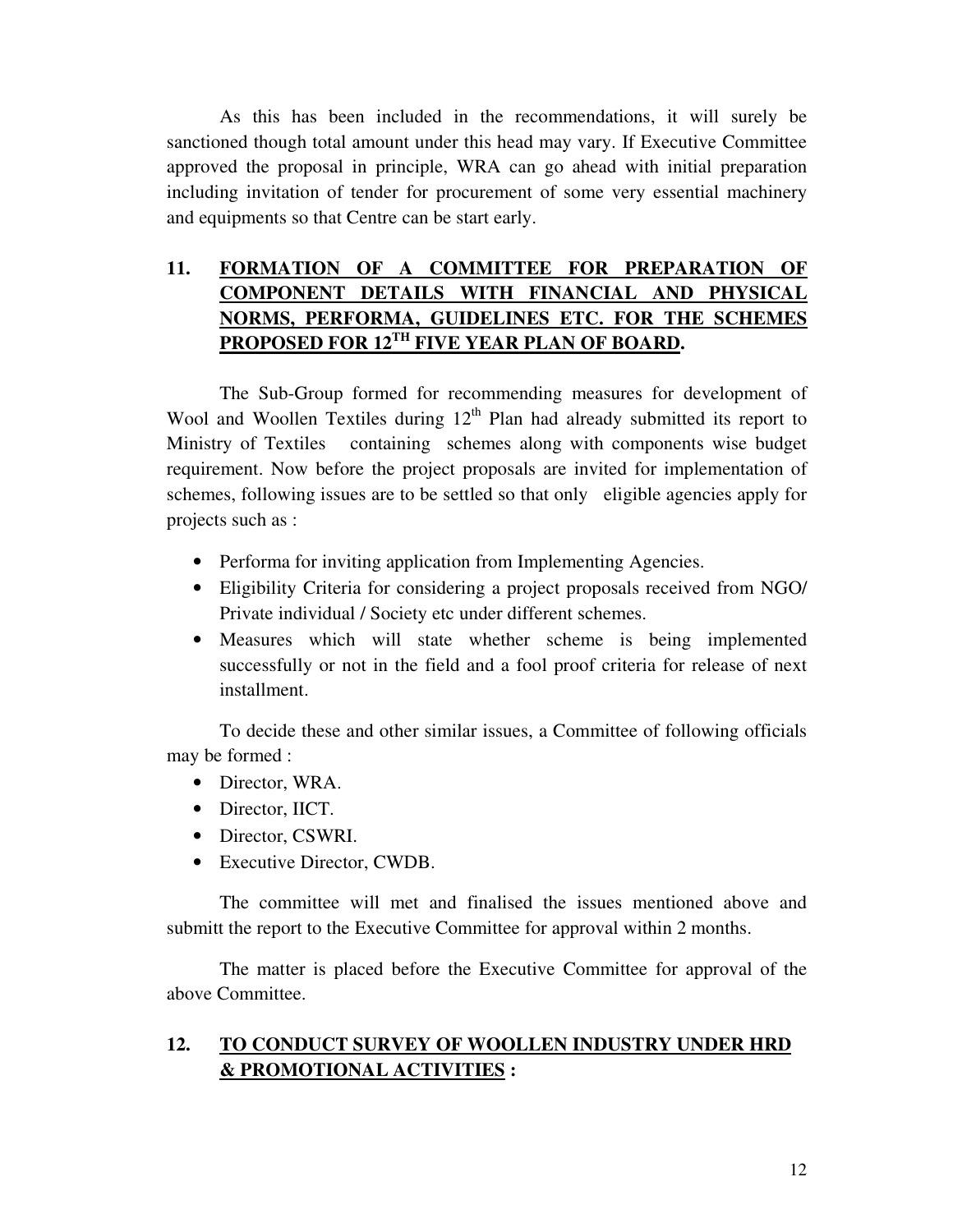As this has been included in the recommendations, it will surely be sanctioned though total amount under this head may vary. If Executive Committee approved the proposal in principle, WRA can go ahead with initial preparation including invitation of tender for procurement of some very essential machinery and equipments so that Centre can be start early.

## 11. FORMATION OF A COMMITTEE FOR PREPARATION OF COMPONENT DETAILS WITH FINANCIAL AND PHYSICAL NORMS, PERFORMA, GUIDELINES ETC. FOR THE SCHEMES PROPOSED FOR 12TH FIVE YEAR PLAN OF BOARD.

The Sub-Group formed for recommending measures for development of Wool and Woollen Textiles during 12th Plan had already submitted its report to Ministry of Textiles containing schemes along with components wise budget requirement. Now before the project proposals are invited for implementation of schemes, following issues are to be settled so that only eligible agencies apply for projects such as :

- Performa for inviting application from Implementing Agencies.
- Eligibility Criteria for considering a project proposals received from NGO/ Private individual / Society etc under different schemes.
- Measures which will state whether scheme is being implemented successfully or not in the field and a fool proof criteria for release of next installment.

To decide these and other similar issues, a Committee of following officials may be formed :

- Director, WRA.
- Director, IICT.
- Director, CSWRI.
- Executive Director, CWDB.

The committee will met and finalised the issues mentioned above and submitt the report to the Executive Committee for approval within 2 months.

The matter is placed before the Executive Committee for approval of the above Committee.

## 12. TO CONDUCT SURVEY OF WOOLLEN INDUSTRY UNDER HRD & PROMOTIONAL ACTIVITIES :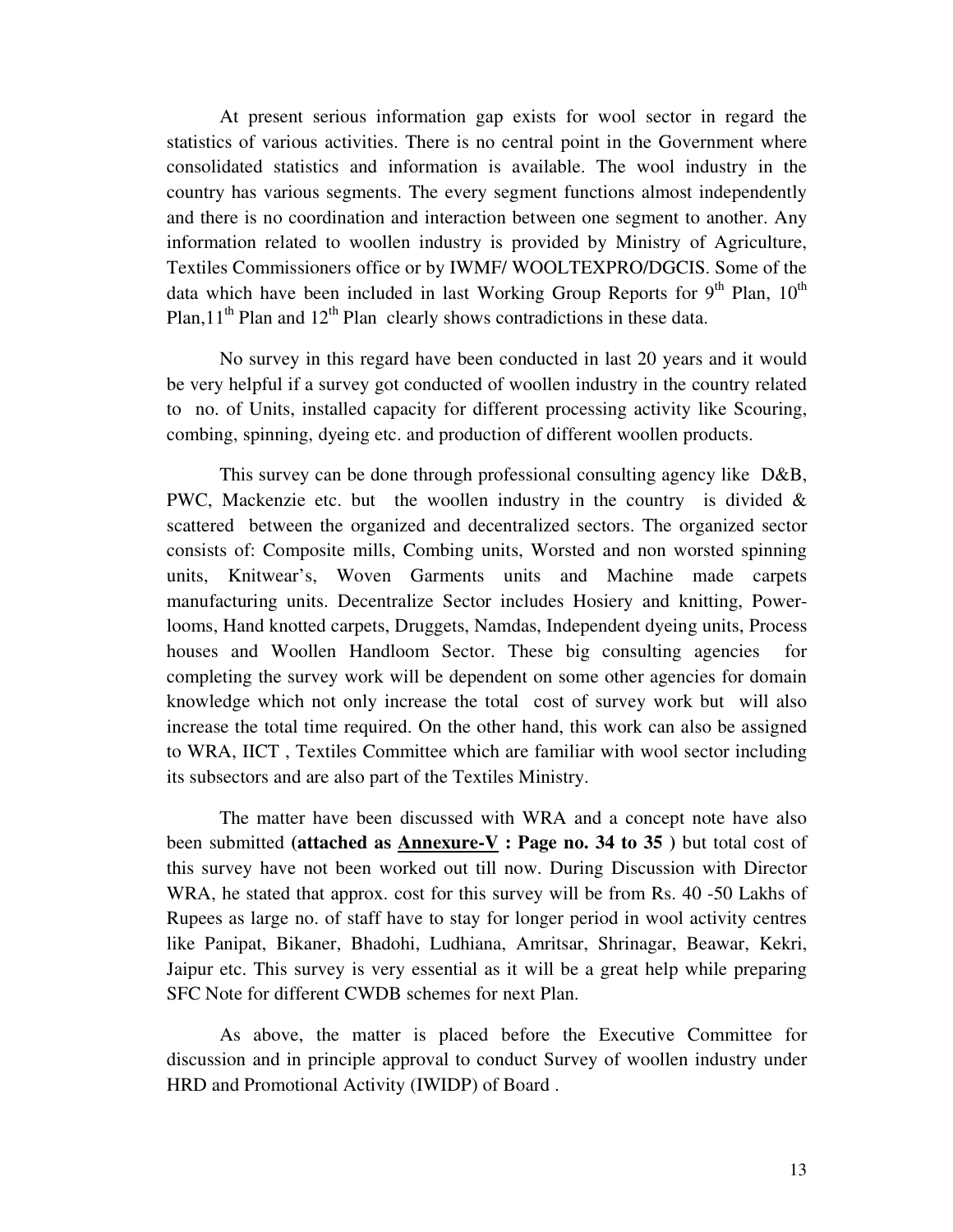At present serious information gap exists for wool sector in regard the statistics of various activities. There is no central point in the Government where consolidated statistics and information is available. The wool industry in the country has various segments. The every segment functions almost independently and there is no coordination and interaction between one segment to another. Any information related to woollen industry is provided by Ministry of Agriculture, Textiles Commissioners office or by IWMF/ WOOLTEXPRO/DGCIS. Some of the data which have been included in last Working Group Reports for 9th Plan, 10th Plan,11th Plan and 12th Plan clearly shows contradictions in these data.

No survey in this regard have been conducted in last 20 years and it would be very helpful if a survey got conducted of woollen industry in the country related to no. of Units, installed capacity for different processing activity like Scouring, combing, spinning, dyeing etc. and production of different woollen products.

This survey can be done through professional consulting agency like D&B, PWC, Mackenzie etc. but the woollen industry in the country is divided & scattered between the organized and decentralized sectors. The organized sector consists of: Composite mills, Combing units, Worsted and non worsted spinning units, Knitwear's, Woven Garments units and Machine made carpets manufacturing units. Decentralize Sector includes Hosiery and knitting, Power-looms, Hand knotted carpets, Druggets, Namdas, Independent dyeing units, Process houses and Woollen Handloom Sector. These big consulting agencies for completing the survey work will be dependent on some other agencies for domain knowledge which not only increase the total cost of survey work but will also increase the total time required. On the other hand, this work can also be assigned to WRA, IICT , Textiles Committee which are familiar with wool sector including its subsectors and are also part of the Textiles Ministry.

The matter have been discussed with WRA and a concept note have also been submitted **(attached as <u>Annexure-V</u> : Page no. 34 to 35 )** but total cost of this survey have not been worked out till now. During Discussion with Director WRA, he stated that approx. cost for this survey will be from Rs. 40 -50 Lakhs of Rupees as large no. of staff have to stay for longer period in wool activity centres like Panipat, Bikaner, Bhadohi, Ludhiana, Amritsar, Shrinagar, Beawar, Kekri, Jaipur etc. This survey is very essential as it will be a great help while preparing SFC Note for different CWDB schemes for next Plan.

As above, the matter is placed before the Executive Committee for discussion and in principle approval to conduct Survey of woollen industry under HRD and Promotional Activity (IWIDP) of Board .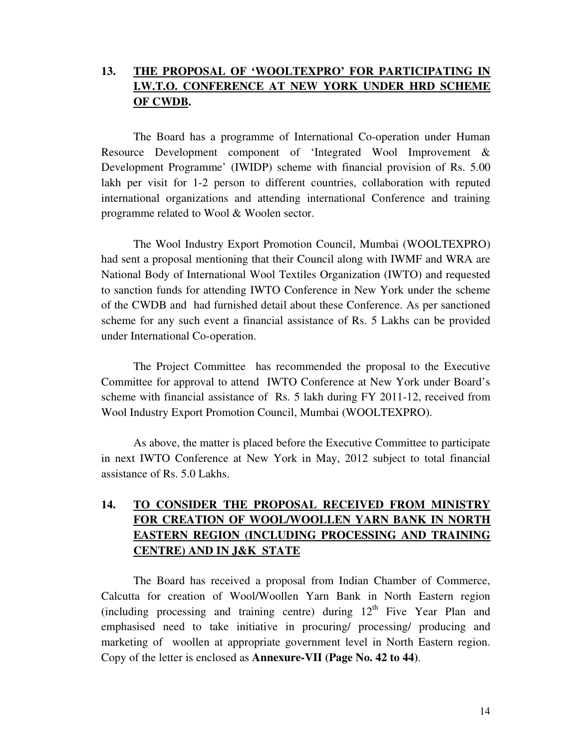## 13. THE PROPOSAL OF 'WOOLTEXPRO' FOR PARTICIPATING IN I.W.T.O. CONFERENCE AT NEW YORK UNDER HRD SCHEME OF CWDB.

The Board has a programme of International Co-operation under Human Resource Development component of 'Integrated Wool Improvement & Development Programme' (IWIDP) scheme with financial provision of Rs. 5.00 lakh per visit for 1-2 person to different countries, collaboration with reputed international organizations and attending international Conference and training programme related to Wool & Woolen sector.

The Wool Industry Export Promotion Council, Mumbai (WOOLTEXPRO) had sent a proposal mentioning that their Council along with IWMF and WRA are National Body of International Wool Textiles Organization (IWTO) and requested to sanction funds for attending IWTO Conference in New York under the scheme of the CWDB and had furnished detail about these Conference. As per sanctioned scheme for any such event a financial assistance of Rs. 5 Lakhs can be provided under International Co-operation.

The Project Committee has recommended the proposal to the Executive Committee for approval to attend IWTO Conference at New York under Board's scheme with financial assistance of Rs. 5 lakh during FY 2011-12, received from Wool Industry Export Promotion Council, Mumbai (WOOLTEXPRO).

As above, the matter is placed before the Executive Committee to participate in next IWTO Conference at New York in May, 2012 subject to total financial assistance of Rs. 5.0 Lakhs.

## 14. TO CONSIDER THE PROPOSAL RECEIVED FROM MINISTRY FOR CREATION OF WOOL/WOOLLEN YARN BANK IN NORTH EASTERN REGION (INCLUDING PROCESSING AND TRAINING CENTRE) AND IN J&K STATE

The Board has received a proposal from Indian Chamber of Commerce, Calcutta for creation of Wool/Woollen Yarn Bank in North Eastern region (including processing and training centre) during 12th Five Year Plan and emphasised need to take initiative in procuring/ processing/ producing and marketing of woollen at appropriate government level in North Eastern region. Copy of the letter is enclosed as **Annexure-VII (Page No. 42 to 44)**.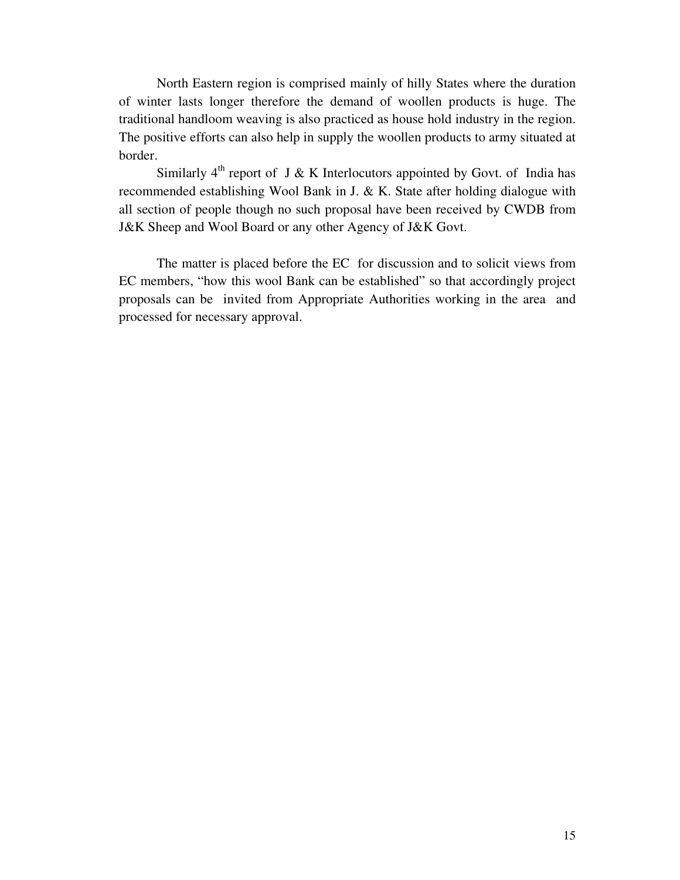North Eastern region is comprised mainly of hilly States where the duration of winter lasts longer therefore the demand of woollen products is huge. The traditional handloom weaving is also practiced as house hold industry in the region. The positive efforts can also help in supply the woollen products to army situated at border.

Similarly 4th report of J & K Interlocutors appointed by Govt. of India has recommended establishing Wool Bank in J. & K. State after holding dialogue with all section of people though no such proposal have been received by CWDB from J&K Sheep and Wool Board or any other Agency of J&K Govt.

The matter is placed before the EC for discussion and to solicit views from EC members, "how this wool Bank can be established" so that accordingly project proposals can be invited from Appropriate Authorities working in the area and processed for necessary approval.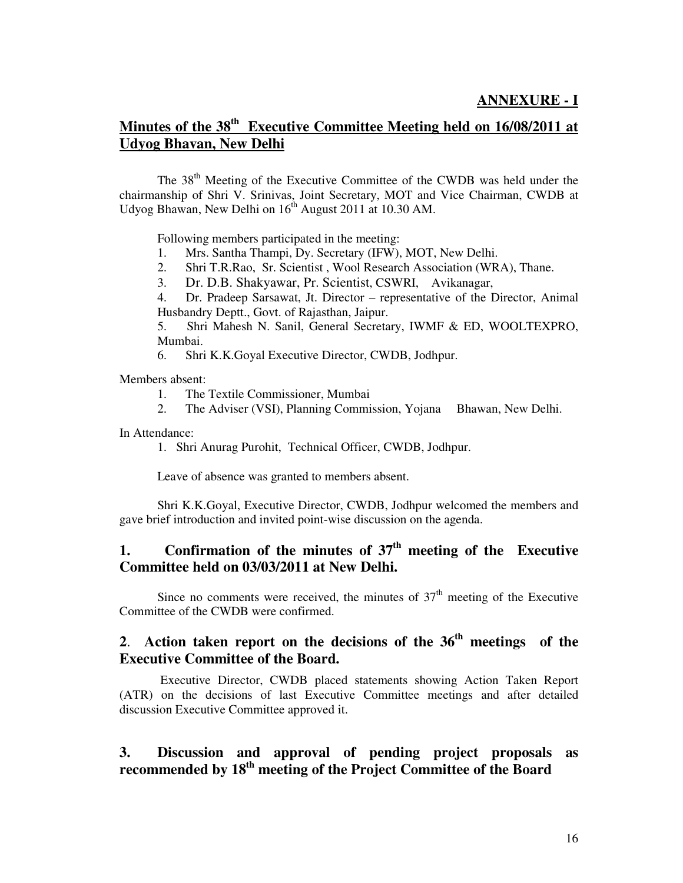**ANNEXURE - I**

## Minutes of the 38th Executive Committee Meeting held on 16/08/2011 at Udyog Bhavan, New Delhi

The 38th Meeting of the Executive Committee of the CWDB was held under the chairmanship of Shri V. Srinivas, Joint Secretary, MOT and Vice Chairman, CWDB at Udyog Bhawan, New Delhi on 16th August 2011 at 10.30 AM.

Following members participated in the meeting:

1. Mrs. Santha Thampi, Dy. Secretary (IFW), MOT, New Delhi.
2. Shri T.R.Rao, Sr. Scientist , Wool Research Association (WRA), Thane.
3. Dr. D.B. Shakyawar, Pr. Scientist, CSWRI, Avikanagar,
4. Dr. Pradeep Sarsawat, Jt. Director – representative of the Director, Animal Husbandry Deptt., Govt. of Rajasthan, Jaipur.
5. Shri Mahesh N. Sanil, General Secretary, IWMF & ED, WOOLTEXPRO, Mumbai.
6. Shri K.K.Goyal Executive Director, CWDB, Jodhpur.

Members absent:

1. The Textile Commissioner, Mumbai
2. The Adviser (VSI), Planning Commission, Yojana Bhawan, New Delhi.

In Attendance:

1. Shri Anurag Purohit, Technical Officer, CWDB, Jodhpur.

Leave of absence was granted to members absent.

Shri K.K.Goyal, Executive Director, CWDB, Jodhpur welcomed the members and gave brief introduction and invited point-wise discussion on the agenda.

### 1. Confirmation of the minutes of 37th meeting of the Executive Committee held on 03/03/2011 at New Delhi.

Since no comments were received, the minutes of 37th meeting of the Executive Committee of the CWDB were confirmed.

### 2. Action taken report on the decisions of the 36th meetings of the Executive Committee of the Board.

Executive Director, CWDB placed statements showing Action Taken Report (ATR) on the decisions of last Executive Committee meetings and after detailed discussion Executive Committee approved it.

### 3. Discussion and approval of pending project proposals as recommended by 18th meeting of the Project Committee of the Board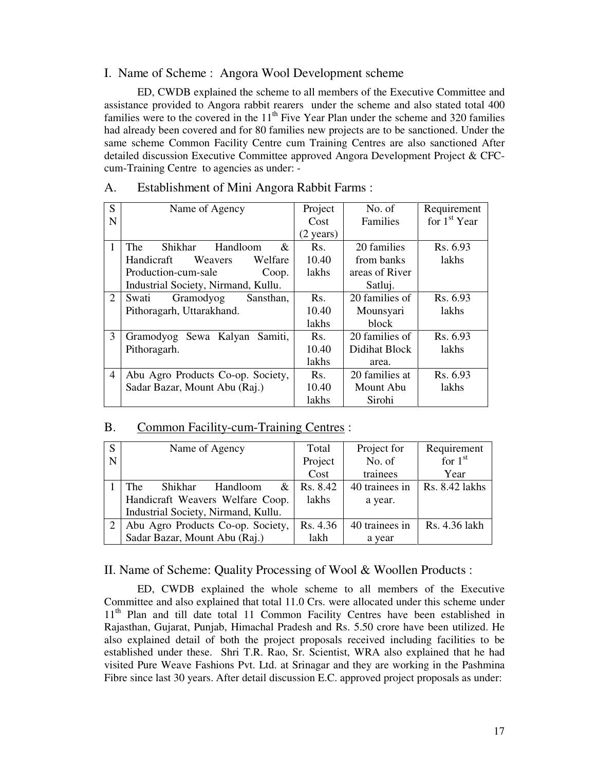## I. Name of Scheme : Angora Wool Development scheme

ED, CWDB explained the scheme to all members of the Executive Committee and assistance provided to Angora rabbit rearers under the scheme and also stated total 400 families were to the covered in the 11th Five Year Plan under the scheme and 320 families had already been covered and for 80 families new projects are to be sanctioned. Under the same scheme Common Facility Centre cum Training Centres are also sanctioned After detailed discussion Executive Committee approved Angora Development Project & CFC-cum-Training Centre to agencies as under: -

### A. Establishment of Mini Angora Rabbit Farms :

| SN | Name of Agency | Project Cost (2 years) | No. of Families | Requirement for 1st Year |
|---|---|---|---|---|
| 1 | The Shikhar Handloom & Handicraft Weavers Welfare Production-cum-sale Coop. Industrial Society, Nirmand, Kullu. | Rs. 10.40 lakhs | 20 families from banks areas of River Satluj. | Rs. 6.93 lakhs |
| 2 | Swati Gramodyog Sansthan, Pithoragarh, Uttarakhand. | Rs. 10.40 lakhs | 20 families of Mounsyari block | Rs. 6.93 lakhs |
| 3 | Gramodyog Sewa Kalyan Samiti, Pithoragarh. | Rs. 10.40 lakhs | 20 families of Didihat Block area. | Rs. 6.93 lakhs |
| 4 | Abu Agro Products Co-op. Society, Sadar Bazar, Mount Abu (Raj.) | Rs. 10.40 lakhs | 20 families at Mount Abu Sirohi | Rs. 6.93 lakhs |

### B. Common Facility-cum-Training Centres :

| SN | Name of Agency | Total Project Cost | Project for No. of trainees | Requirement for 1st Year |
|---|---|---|---|---|
| 1 | The Shikhar Handloom & Handicraft Weavers Welfare Coop. Industrial Society, Nirmand, Kullu. | Rs. 8.42 lakhs | 40 trainees in a year. | Rs. 8.42 lakhs |
| 2 | Abu Agro Products Co-op. Society, Sadar Bazar, Mount Abu (Raj.) | Rs. 4.36 lakh | 40 trainees in a year | Rs. 4.36 lakh |

## II. Name of Scheme: Quality Processing of Wool & Woollen Products :

ED, CWDB explained the whole scheme to all members of the Executive Committee and also explained that total 11.0 Crs. were allocated under this scheme under 11th Plan and till date total 11 Common Facility Centres have been established in Rajasthan, Gujarat, Punjab, Himachal Pradesh and Rs. 5.50 crore have been utilized. He also explained detail of both the project proposals received including facilities to be established under these. Shri T.R. Rao, Sr. Scientist, WRA also explained that he had visited Pure Weave Fashions Pvt. Ltd. at Srinagar and they are working in the Pashmina Fibre since last 30 years. After detail discussion E.C. approved project proposals as under: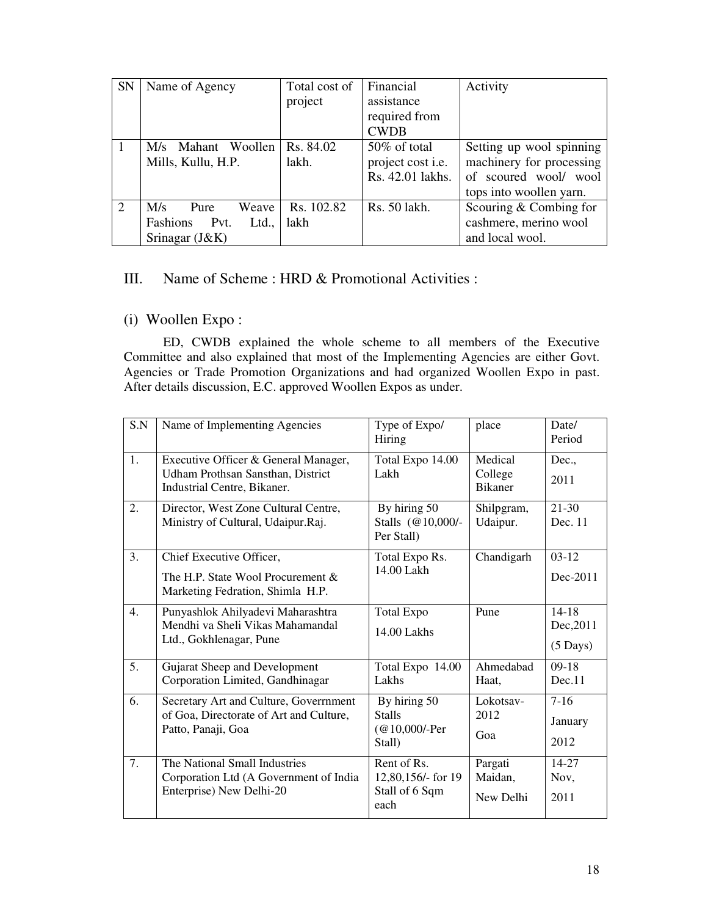| SN | Name of Agency | Total cost of project | Financial assistance required from CWDB | Activity |
|---|---|---|---|---|
| 1 | M/s Mahant Woollen Mills, Kullu, H.P. | Rs. 84.02 lakh. | 50% of total project cost i.e. Rs. 42.01 lakhs. | Setting up wool spinning machinery for processing of scoured wool/ wool tops into woollen yarn. |
| 2 | M/s Pure Weave Fashions Pvt. Ltd., Srinagar (J&K) | Rs. 102.82 lakh | Rs. 50 lakh. | Scouring & Combing for cashmere, merino wool and local wool. |

## III. Name of Scheme : HRD & Promotional Activities :

### (i) Woollen Expo :

ED, CWDB explained the whole scheme to all members of the Executive Committee and also explained that most of the Implementing Agencies are either Govt. Agencies or Trade Promotion Organizations and had organized Woollen Expo in past. After details discussion, E.C. approved Woollen Expos as under.

| S.N | Name of Implementing Agencies | Type of Expo/ Hiring | place | Date/ Period |
|---|---|---|---|---|
| 1. | Executive Officer & General Manager, Udham Prothsan Sansthan, District Industrial Centre, Bikaner. | Total Expo 14.00 Lakh | Medical College Bikaner | Dec., 2011 |
| 2. | Director, West Zone Cultural Centre, Ministry of Cultural, Udaipur.Raj. | By hiring 50 Stalls (@10,000/- Per Stall) | Shilpgram, Udaipur. | 21-30 Dec. 11 |
| 3. | Chief Executive Officer, The H.P. State Wool Procurement & Marketing Fedration, Shimla H.P. | Total Expo Rs. 14.00 Lakh | Chandigarh | 03-12 Dec-2011 |
| 4. | Punyashlok Ahilyadevi Maharashtra Mendhi va Sheli Vikas Mahamandal Ltd., Gokhlenagar, Pune | Total Expo 14.00 Lakhs | Pune | 14-18 Dec,2011 (5 Days) |
| 5. | Gujarat Sheep and Development Corporation Limited, Gandhinagar | Total Expo 14.00 Lakhs | Ahmedabad Haat, | 09-18 Dec.11 |
| 6. | Secretary Art and Culture, Goverrnment of Goa, Directorate of Art and Culture, Patto, Panaji, Goa | By hiring 50 Stalls (@10,000/-Per Stall) | Lokotsav-2012 Goa | 7-16 January 2012 |
| 7. | The National Small Industries Corporation Ltd (A Government of India Enterprise) New Delhi-20 | Rent of Rs. 12,80,156/- for 19 Stall of 6 Sqm each | Pargati Maidan, New Delhi | 14-27 Nov, 2011 |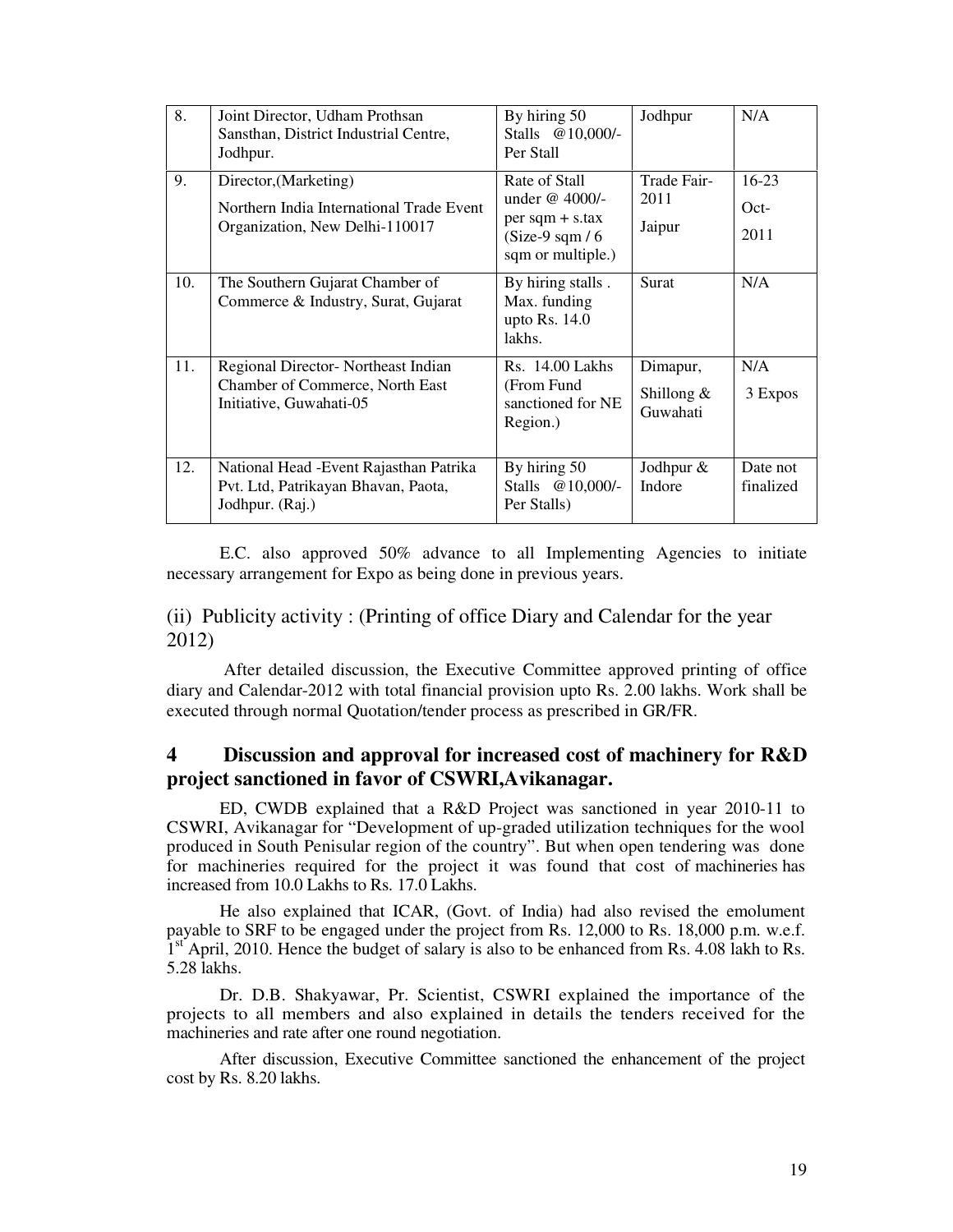| | | | | |
|---|---|---|---|---|
| 8. | Joint Director, Udham Prothsan Sansthan, District Industrial Centre, Jodhpur. | By hiring 50 Stalls @10,000/- Per Stall | Jodhpur | N/A |
| 9. | Director,(Marketing) Northern India International Trade Event Organization, New Delhi-110017 | Rate of Stall under @ 4000/- per sqm + s.tax (Size-9 sqm / 6 sqm or multiple.) | Trade Fair-2011 Jaipur | 16-23 Oct-2011 |
| 10. | The Southern Gujarat Chamber of Commerce & Industry, Surat, Gujarat | By hiring stalls . Max. funding upto Rs. 14.0 lakhs. | Surat | N/A |
| 11. | Regional Director- Northeast Indian Chamber of Commerce, North East Initiative, Guwahati-05 | Rs. 14.00 Lakhs (From Fund sanctioned for NE Region.) | Dimapur, Shillong & Guwahati | N/A 3 Expos |
| 12. | National Head -Event Rajasthan Patrika Pvt. Ltd, Patrikayan Bhavan, Paota, Jodhpur. (Raj.) | By hiring 50 Stalls @10,000/- Per Stalls) | Jodhpur & Indore | Date not finalized |

E.C. also approved 50% advance to all Implementing Agencies to initiate necessary arrangement for Expo as being done in previous years.

(ii) Publicity activity : (Printing of office Diary and Calendar for the year 2012)

After detailed discussion, the Executive Committee approved printing of office diary and Calendar-2012 with total financial provision upto Rs. 2.00 lakhs. Work shall be executed through normal Quotation/tender process as prescribed in GR/FR.

## 4 Discussion and approval for increased cost of machinery for R&D project sanctioned in favor of CSWRI,Avikanagar.

ED, CWDB explained that a R&D Project was sanctioned in year 2010-11 to CSWRI, Avikanagar for "Development of up-graded utilization techniques for the wool produced in South Penisular region of the country". But when open tendering was done for machineries required for the project it was found that cost of machineries has increased from 10.0 Lakhs to Rs. 17.0 Lakhs.

He also explained that ICAR, (Govt. of India) had also revised the emolument payable to SRF to be engaged under the project from Rs. 12,000 to Rs. 18,000 p.m. w.e.f. 1st April, 2010. Hence the budget of salary is also to be enhanced from Rs. 4.08 lakh to Rs. 5.28 lakhs.

Dr. D.B. Shakyawar, Pr. Scientist, CSWRI explained the importance of the projects to all members and also explained in details the tenders received for the machineries and rate after one round negotiation.

After discussion, Executive Committee sanctioned the enhancement of the project cost by Rs. 8.20 lakhs.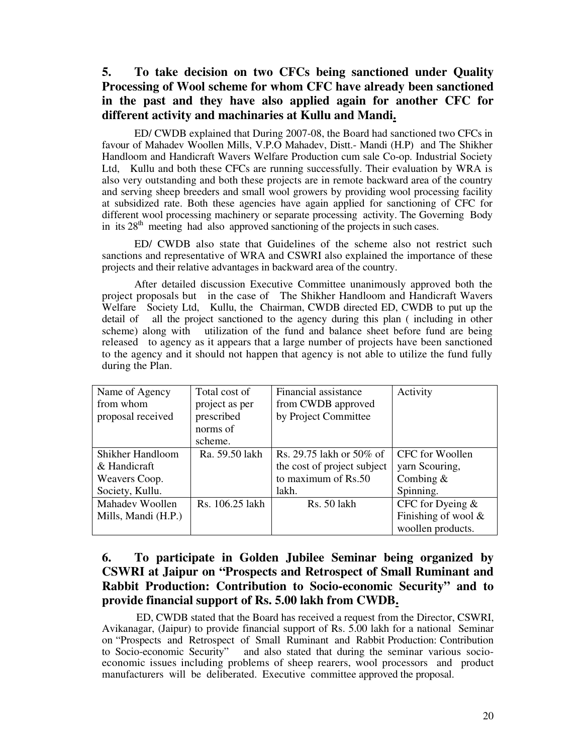## 5. To take decision on two CFCs being sanctioned under Quality Processing of Wool scheme for whom CFC have already been sanctioned in the past and they have also applied again for another CFC for different activity and machinaries at Kullu and Mandi.

ED/ CWDB explained that During 2007-08, the Board had sanctioned two CFCs in favour of Mahadev Woollen Mills, V.P.O Mahadev, Distt.- Mandi (H.P) and The Shikher Handloom and Handicraft Wavers Welfare Production cum sale Co-op. Industrial Society Ltd, Kullu and both these CFCs are running successfully. Their evaluation by WRA is also very outstanding and both these projects are in remote backward area of the country and serving sheep breeders and small wool growers by providing wool processing facility at subsidized rate. Both these agencies have again applied for sanctioning of CFC for different wool processing machinery or separate processing activity. The Governing Body in its 28th meeting had also approved sanctioning of the projects in such cases.

ED/ CWDB also state that Guidelines of the scheme also not restrict such sanctions and representative of WRA and CSWRI also explained the importance of these projects and their relative advantages in backward area of the country.

After detailed discussion Executive Committee unanimously approved both the project proposals but in the case of The Shikher Handloom and Handicraft Wavers Welfare Society Ltd, Kullu, the Chairman, CWDB directed ED, CWDB to put up the detail of all the project sanctioned to the agency during this plan ( including in other scheme) along with utilization of the fund and balance sheet before fund are being released to agency as it appears that a large number of projects have been sanctioned to the agency and it should not happen that agency is not able to utilize the fund fully during the Plan.

| Name of Agency from whom proposal received | Total cost of project as per prescribed norms of scheme. | Financial assistance from CWDB approved by Project Committee | Activity |
|---|---|---|---|
| Shikher Handloom & Handicraft Weavers Coop. Society, Kullu. | Ra. 59.50 lakh | Rs. 29.75 lakh or 50% of the cost of project subject to maximum of Rs.50 lakh. | CFC for Woollen yarn Scouring, Combing & Spinning. |
| Mahadev Woollen Mills, Mandi (H.P.) | Rs. 106.25 lakh | Rs. 50 lakh | CFC for Dyeing & Finishing of wool & woollen products. |

## 6. To participate in Golden Jubilee Seminar being organized by CSWRI at Jaipur on "Prospects and Retrospect of Small Ruminant and Rabbit Production: Contribution to Socio-economic Security" and to provide financial support of Rs. 5.00 lakh from CWDB.

ED, CWDB stated that the Board has received a request from the Director, CSWRI, Avikanagar, (Jaipur) to provide financial support of Rs. 5.00 lakh for a national Seminar on "Prospects and Retrospect of Small Ruminant and Rabbit Production: Contribution to Socio-economic Security" and also stated that during the seminar various socio-economic issues including problems of sheep rearers, wool processors and product manufacturers will be deliberated. Executive committee approved the proposal.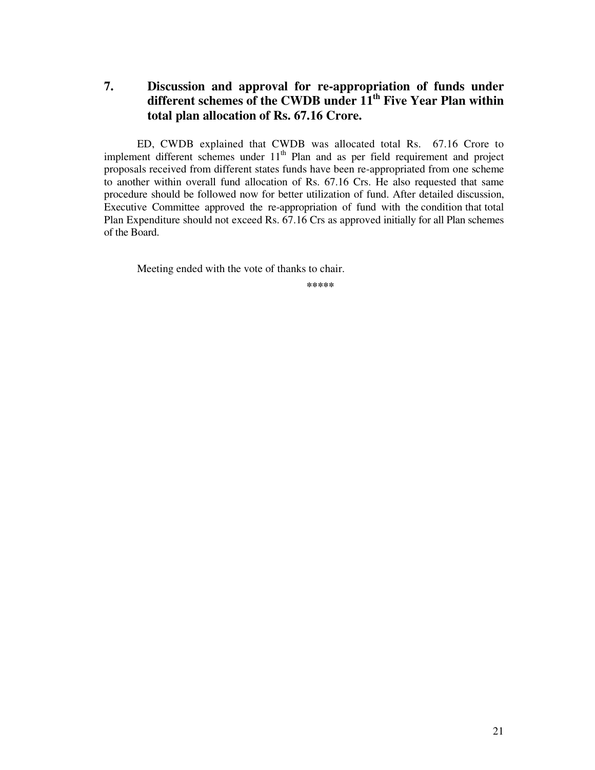## 7. Discussion and approval for re-appropriation of funds under different schemes of the CWDB under 11th Five Year Plan within total plan allocation of Rs. 67.16 Crore.

ED, CWDB explained that CWDB was allocated total Rs. 67.16 Crore to implement different schemes under 11th Plan and as per field requirement and project proposals received from different states funds have been re-appropriated from one scheme to another within overall fund allocation of Rs. 67.16 Crs. He also requested that same procedure should be followed now for better utilization of fund. After detailed discussion, Executive Committee approved the re-appropriation of fund with the condition that total Plan Expenditure should not exceed Rs. 67.16 Crs as approved initially for all Plan schemes of the Board.

Meeting ended with the vote of thanks to chair.

*****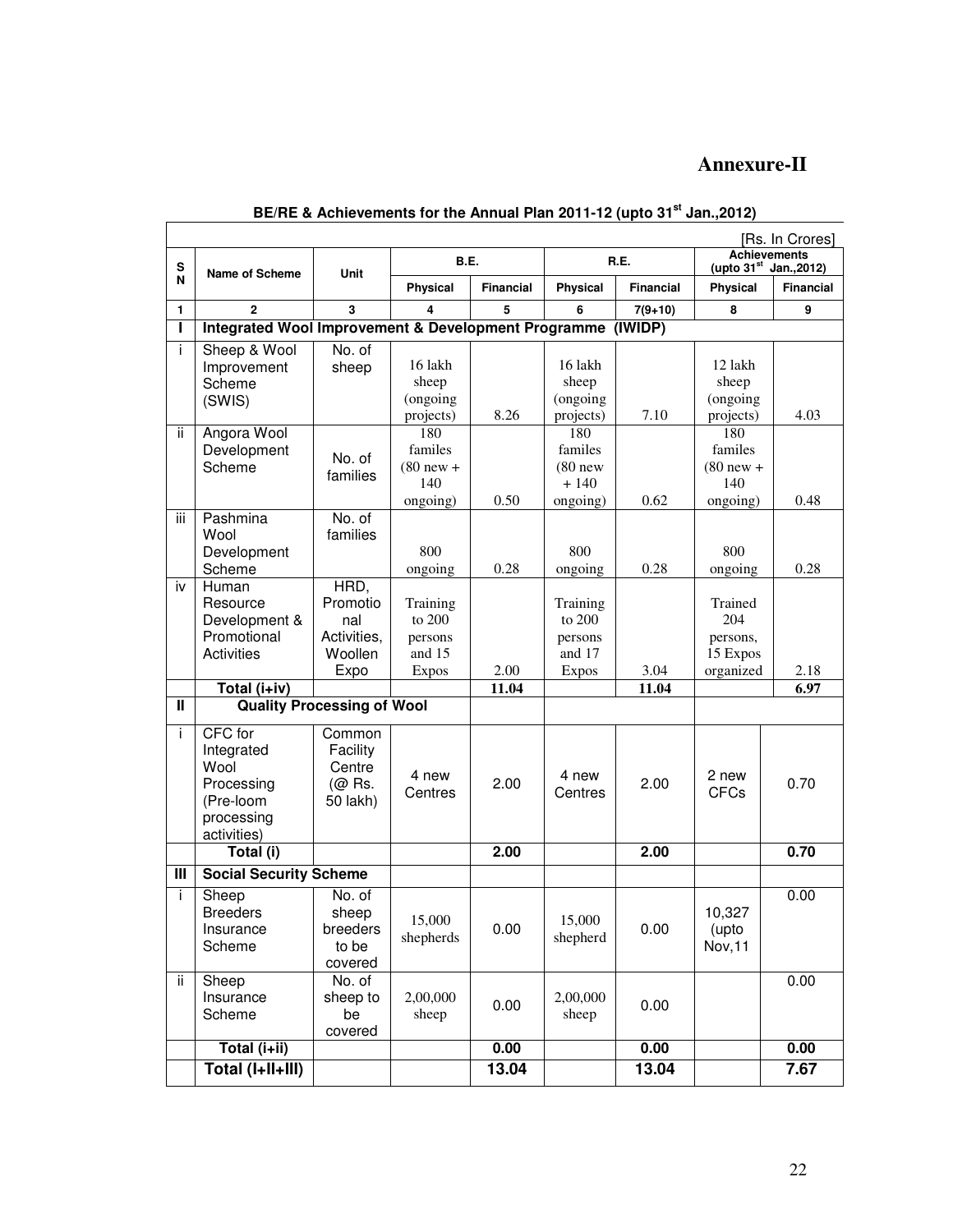# Annexure-II

**BE/RE & Achievements for the Annual Plan 2011-12 (upto 31st Jan.,2012)**

[Rs. In Crores]

| SN | Name of Scheme | Unit | B.E. | | R.E. | | Achievements (upto 31st Jan.,2012) | |
|---|---|---|---|---|---|---|---|---|
| | | | Physical | Financial | Physical | Financial | Physical | Financial |
| 1 | 2 | 3 | 4 | 5 | 6 | 7(9+10) | 8 | 9 |
| **I** | **Integrated Wool Improvement & Development Programme (IWIDP)** | | | | | | | |
| i | Sheep & Wool Improvement Scheme (SWIS) | No. of sheep | 16 lakh sheep (ongoing projects) | 8.26 | 16 lakh sheep (ongoing projects) | 7.10 | 12 lakh sheep (ongoing projects) | 4.03 |
| ii | Angora Wool Development Scheme | No. of families | 180 familes (80 new + 140 ongoing) | 0.50 | 180 familes (80 new + 140 ongoing) | 0.62 | 180 familes (80 new + 140 ongoing) | 0.48 |
| iii | Pashmina Wool Development Scheme | No. of families | 800 ongoing | 0.28 | 800 ongoing | 0.28 | 800 ongoing | 0.28 |
| iv | Human Resource Development & Promotional Activities | HRD, Promotional Activities, Woollen Expo | Training to 200 persons and 15 Expos | 2.00 | Training to 200 persons and 17 Expos | 3.04 | Trained 204 persons, 15 Expos organized | 2.18 |
| | **Total (i+iv)** | | | **11.04** | | **11.04** | | **6.97** |
| **II** | **Quality Processing of Wool** | | | | | | | |
| i | CFC for Integrated Wool Processing (Pre-loom processing activities) | Common Facility Centre (@ Rs. 50 lakh) | 4 new Centres | 2.00 | 4 new Centres | 2.00 | 2 new CFCs | 0.70 |
| | **Total (i)** | | | **2.00** | | **2.00** | | **0.70** |
| **III** | **Social Security Scheme** | | | | | | | |
| i | Sheep Breeders Insurance Scheme | No. of sheep breeders to be covered | 15,000 shepherds | 0.00 | 15,000 shepherd | 0.00 | 10,327 (upto Nov,11 | 0.00 |
| ii | Sheep Insurance Scheme | No. of sheep to be covered | 2,00,000 sheep | 0.00 | 2,00,000 sheep | 0.00 | | 0.00 |
| | **Total (i+ii)** | | | **0.00** | | **0.00** | | **0.00** |
| | **Total (I+II+III)** | | | **13.04** | | **13.04** | | **7.67** |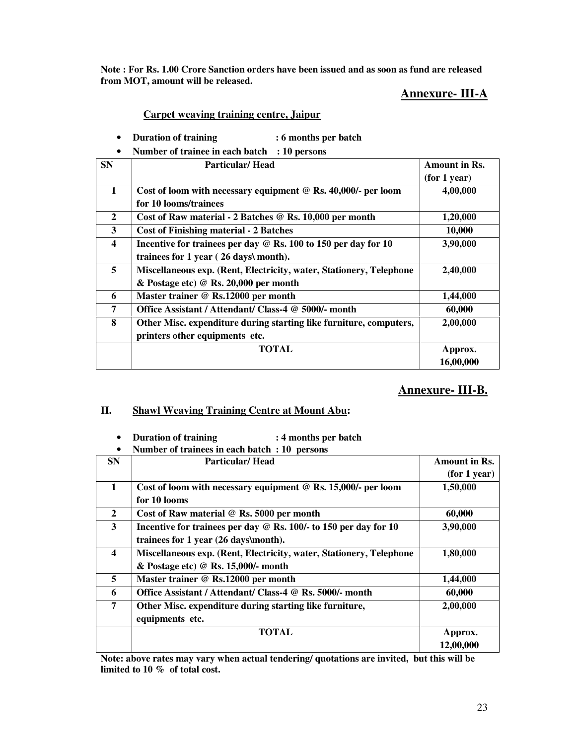**Note : For Rs. 1.00 Crore Sanction orders have been issued and as soon as fund are released from MOT, amount will be released.**

## Annexure- III-A

### Carpet weaving training centre, Jaipur

- **Duration of training : 6 months per batch**
- **Number of trainee in each batch : 10 persons**

| SN | Particular/ Head | Amount in Rs. (for 1 year) |
|---|---|---|
| 1 | Cost of loom with necessary equipment @ Rs. 40,000/- per loom for 10 looms/trainees | 4,00,000 |
| 2 | Cost of Raw material - 2 Batches @ Rs. 10,000 per month | 1,20,000 |
| 3 | Cost of Finishing material - 2 Batches | 10,000 |
| 4 | Incentive for trainees per day @ Rs. 100 to 150 per day for 10 trainees for 1 year ( 26 days\ month). | 3,90,000 |
| 5 | Miscellaneous exp. (Rent, Electricity, water, Stationery, Telephone & Postage etc) @ Rs. 20,000 per month | 2,40,000 |
| 6 | Master trainer @ Rs.12000 per month | 1,44,000 |
| 7 | Office Assistant / Attendant/ Class-4 @ 5000/- month | 60,000 |
| 8 | Other Misc. expenditure during starting like furniture, computers, printers other equipments etc. | 2,00,000 |
| | TOTAL | Approx. 16,00,000 |

## Annexure- III-B.

### II. Shawl Weaving Training Centre at Mount Abu:

- **Duration of training : 4 months per batch**
- **Number of trainees in each batch : 10 persons**

| SN | Particular/ Head | Amount in Rs. (for 1 year) |
|---|---|---|
| 1 | Cost of loom with necessary equipment @ Rs. 15,000/- per loom for 10 looms | 1,50,000 |
| 2 | Cost of Raw material @ Rs. 5000 per month | 60,000 |
| 3 | Incentive for trainees per day @ Rs. 100/- to 150 per day for 10 trainees for 1 year (26 days\month). | 3,90,000 |
| 4 | Miscellaneous exp. (Rent, Electricity, water, Stationery, Telephone & Postage etc) @ Rs. 15,000/- month | 1,80,000 |
| 5 | Master trainer @ Rs.12000 per month | 1,44,000 |
| 6 | Office Assistant / Attendant/ Class-4 @ Rs. 5000/- month | 60,000 |
| 7 | Other Misc. expenditure during starting like furniture, equipments etc. | 2,00,000 |
| | TOTAL | Approx. 12,00,000 |

**Note: above rates may vary when actual tendering/ quotations are invited, but this will be limited to 10 % of total cost.**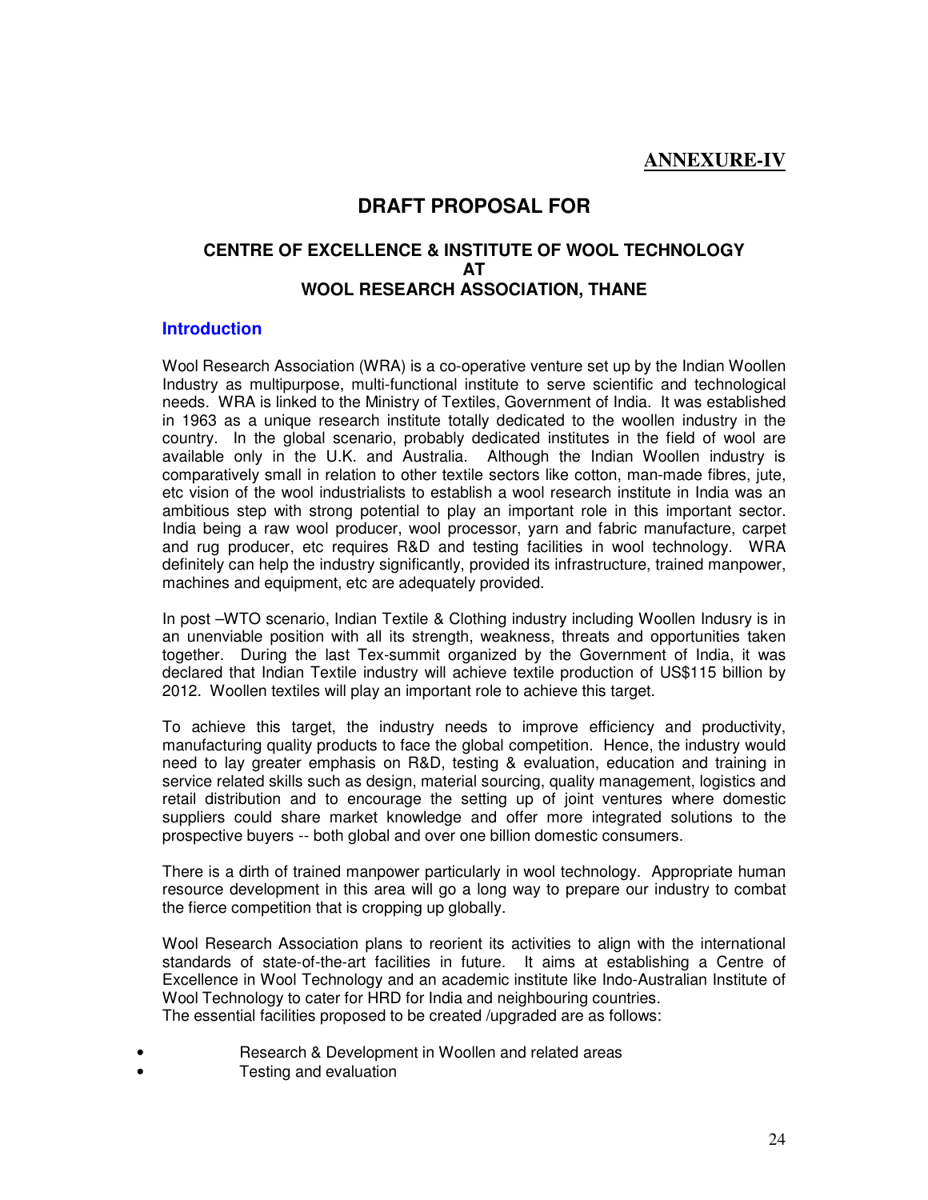**ANNEXURE-IV**

# DRAFT PROPOSAL FOR

### CENTRE OF EXCELLENCE & INSTITUTE OF WOOL TECHNOLOGY AT WOOL RESEARCH ASSOCIATION, THANE

## Introduction

Wool Research Association (WRA) is a co-operative venture set up by the Indian Woollen Industry as multipurpose, multi-functional institute to serve scientific and technological needs. WRA is linked to the Ministry of Textiles, Government of India. It was established in 1963 as a unique research institute totally dedicated to the woollen industry in the country. In the global scenario, probably dedicated institutes in the field of wool are available only in the U.K. and Australia. Although the Indian Woollen industry is comparatively small in relation to other textile sectors like cotton, man-made fibres, jute, etc vision of the wool industrialists to establish a wool research institute in India was an ambitious step with strong potential to play an important role in this important sector. India being a raw wool producer, wool processor, yarn and fabric manufacture, carpet and rug producer, etc requires R&D and testing facilities in wool technology. WRA definitely can help the industry significantly, provided its infrastructure, trained manpower, machines and equipment, etc are adequately provided.

In post –WTO scenario, Indian Textile & Clothing industry including Woollen Indusry is in an unenviable position with all its strength, weakness, threats and opportunities taken together. During the last Tex-summit organized by the Government of India, it was declared that Indian Textile industry will achieve textile production of US$115 billion by 2012. Woollen textiles will play an important role to achieve this target.

To achieve this target, the industry needs to improve efficiency and productivity, manufacturing quality products to face the global competition. Hence, the industry would need to lay greater emphasis on R&D, testing & evaluation, education and training in service related skills such as design, material sourcing, quality management, logistics and retail distribution and to encourage the setting up of joint ventures where domestic suppliers could share market knowledge and offer more integrated solutions to the prospective buyers -- both global and over one billion domestic consumers.

There is a dirth of trained manpower particularly in wool technology. Appropriate human resource development in this area will go a long way to prepare our industry to combat the fierce competition that is cropping up globally.

Wool Research Association plans to reorient its activities to align with the international standards of state-of-the-art facilities in future. It aims at establishing a Centre of Excellence in Wool Technology and an academic institute like Indo-Australian Institute of Wool Technology to cater for HRD for India and neighbouring countries.
The essential facilities proposed to be created /upgraded are as follows:

- Research & Development in Woollen and related areas
- Testing and evaluation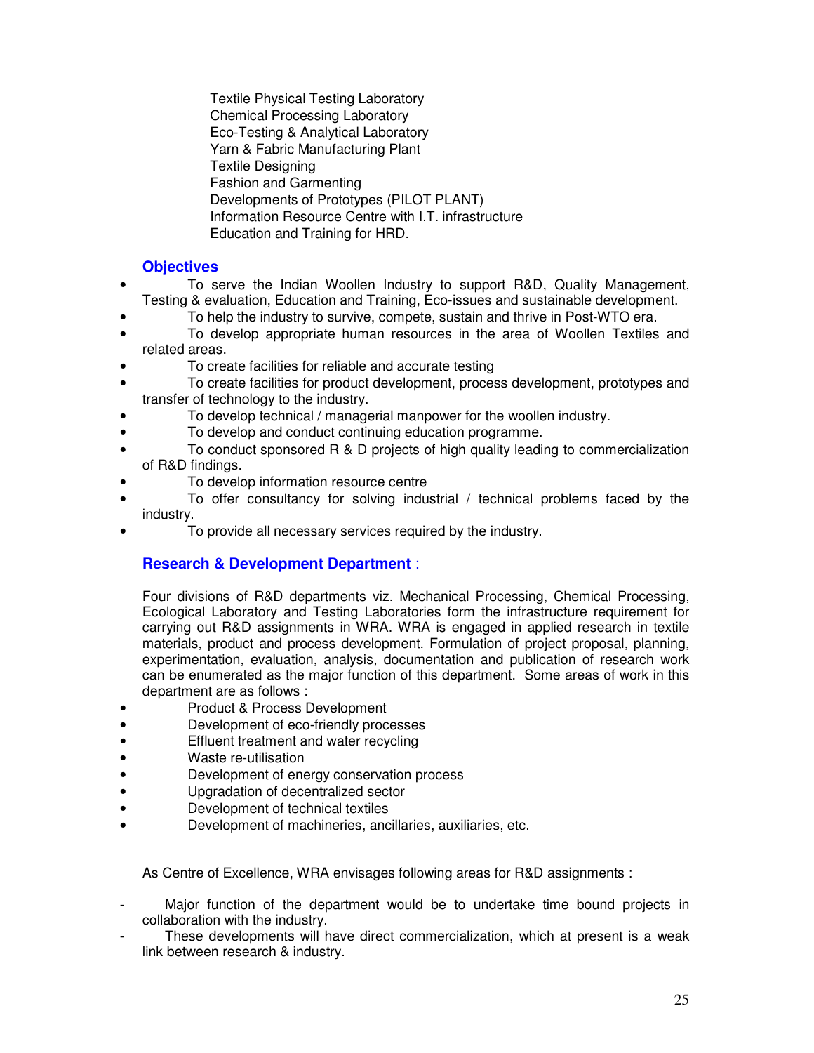Textile Physical Testing Laboratory
Chemical Processing Laboratory
Eco-Testing & Analytical Laboratory
Yarn & Fabric Manufacturing Plant
Textile Designing
Fashion and Garmenting
Developments of Prototypes (PILOT PLANT)
Information Resource Centre with I.T. infrastructure
Education and Training for HRD.

## Objectives

- To serve the Indian Woollen Industry to support R&D, Quality Management, Testing & evaluation, Education and Training, Eco-issues and sustainable development.
- To help the industry to survive, compete, sustain and thrive in Post-WTO era.
- To develop appropriate human resources in the area of Woollen Textiles and related areas.
- To create facilities for reliable and accurate testing
- To create facilities for product development, process development, prototypes and transfer of technology to the industry.
- To develop technical / managerial manpower for the woollen industry.
- To develop and conduct continuing education programme.
- To conduct sponsored R & D projects of high quality leading to commercialization of R&D findings.
- To develop information resource centre
- To offer consultancy for solving industrial / technical problems faced by the industry.
- To provide all necessary services required by the industry.

## Research & Development Department :

Four divisions of R&D departments viz. Mechanical Processing, Chemical Processing, Ecological Laboratory and Testing Laboratories form the infrastructure requirement for carrying out R&D assignments in WRA. WRA is engaged in applied research in textile materials, product and process development. Formulation of project proposal, planning, experimentation, evaluation, analysis, documentation and publication of research work can be enumerated as the major function of this department. Some areas of work in this department are as follows :

- Product & Process Development
- Development of eco-friendly processes
- Effluent treatment and water recycling
- Waste re-utilisation
- Development of energy conservation process
- Upgradation of decentralized sector
- Development of technical textiles
- Development of machineries, ancillaries, auxiliaries, etc.

As Centre of Excellence, WRA envisages following areas for R&D assignments :

- Major function of the department would be to undertake time bound projects in collaboration with the industry.
- These developments will have direct commercialization, which at present is a weak link between research & industry.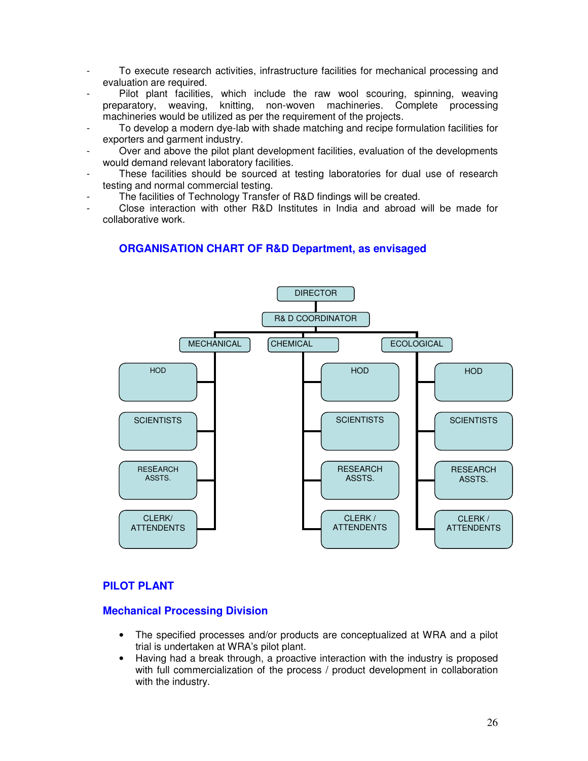- To execute research activities, infrastructure facilities for mechanical processing and evaluation are required.
- Pilot plant facilities, which include the raw wool scouring, spinning, weaving preparatory, weaving, knitting, non-woven machineries. Complete processing machineries would be utilized as per the requirement of the projects.
- To develop a modern dye-lab with shade matching and recipe formulation facilities for exporters and garment industry.
- Over and above the pilot plant development facilities, evaluation of the developments would demand relevant laboratory facilities.
- These facilities should be sourced at testing laboratories for dual use of research testing and normal commercial testing.
- The facilities of Technology Transfer of R&D findings will be created.
- Close interaction with other R&D Institutes in India and abroad will be made for collaborative work.

## ORGANISATION CHART OF R&D Department, as envisaged

- DIRECTOR
  - R& D COORDINATOR
    - MECHANICAL
      - HOD
      - SCIENTISTS
      - RESEARCH ASSTS.
      - CLERK/ ATTENDENTS
    - CHEMICAL
      - HOD
      - SCIENTISTS
      - RESEARCH ASSTS.
      - CLERK / ATTENDENTS
    - ECOLOGICAL
      - HOD
      - SCIENTISTS
      - RESEARCH ASSTS.
      - CLERK / ATTENDENTS

## PILOT PLANT

### Mechanical Processing Division

- The specified processes and/or products are conceptualized at WRA and a pilot trial is undertaken at WRA's pilot plant.
- Having had a break through, a proactive interaction with the industry is proposed with full commercialization of the process / product development in collaboration with the industry.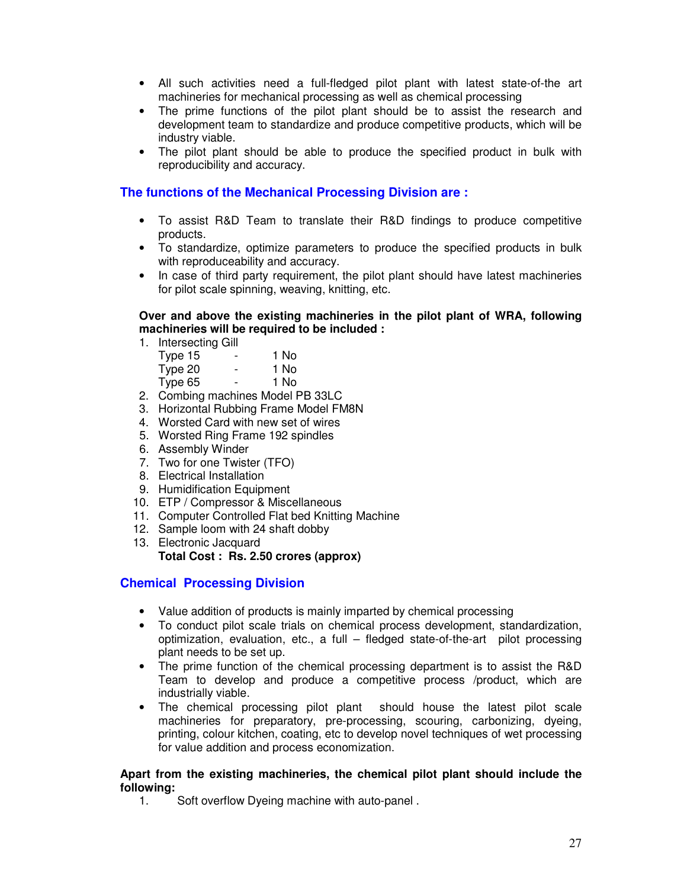- All such activities need a full-fledged pilot plant with latest state-of-the art machineries for mechanical processing as well as chemical processing
- The prime functions of the pilot plant should be to assist the research and development team to standardize and produce competitive products, which will be industry viable.
- The pilot plant should be able to produce the specified product in bulk with reproducibility and accuracy.

## The functions of the Mechanical Processing Division are :

- To assist R&D Team to translate their R&D findings to produce competitive products.
- To standardize, optimize parameters to produce the specified products in bulk with reproduceability and accuracy.
- In case of third party requirement, the pilot plant should have latest machineries for pilot scale spinning, weaving, knitting, etc.

**Over and above the existing machineries in the pilot plant of WRA, following machineries will be required to be included :**

1. Intersecting Gill
   Type 15 - 1 No
   Type 20 - 1 No
   Type 65 - 1 No
2. Combing machines Model PB 33LC
3. Horizontal Rubbing Frame Model FM8N
4. Worsted Card with new set of wires
5. Worsted Ring Frame 192 spindles
6. Assembly Winder
7. Two for one Twister (TFO)
8. Electrical Installation
9. Humidification Equipment
10. ETP / Compressor & Miscellaneous
11. Computer Controlled Flat bed Knitting Machine
12. Sample loom with 24 shaft dobby
13. Electronic Jacquard

**Total Cost : Rs. 2.50 crores (approx)**

## Chemical Processing Division

- Value addition of products is mainly imparted by chemical processing
- To conduct pilot scale trials on chemical process development, standardization, optimization, evaluation, etc., a full – fledged state-of-the-art pilot processing plant needs to be set up.
- The prime function of the chemical processing department is to assist the R&D Team to develop and produce a competitive process /product, which are industrially viable.
- The chemical processing pilot plant should house the latest pilot scale machineries for preparatory, pre-processing, scouring, carbonizing, dyeing, printing, colour kitchen, coating, etc to develop novel techniques of wet processing for value addition and process economization.

**Apart from the existing machineries, the chemical pilot plant should include the following:**

1. Soft overflow Dyeing machine with auto-panel .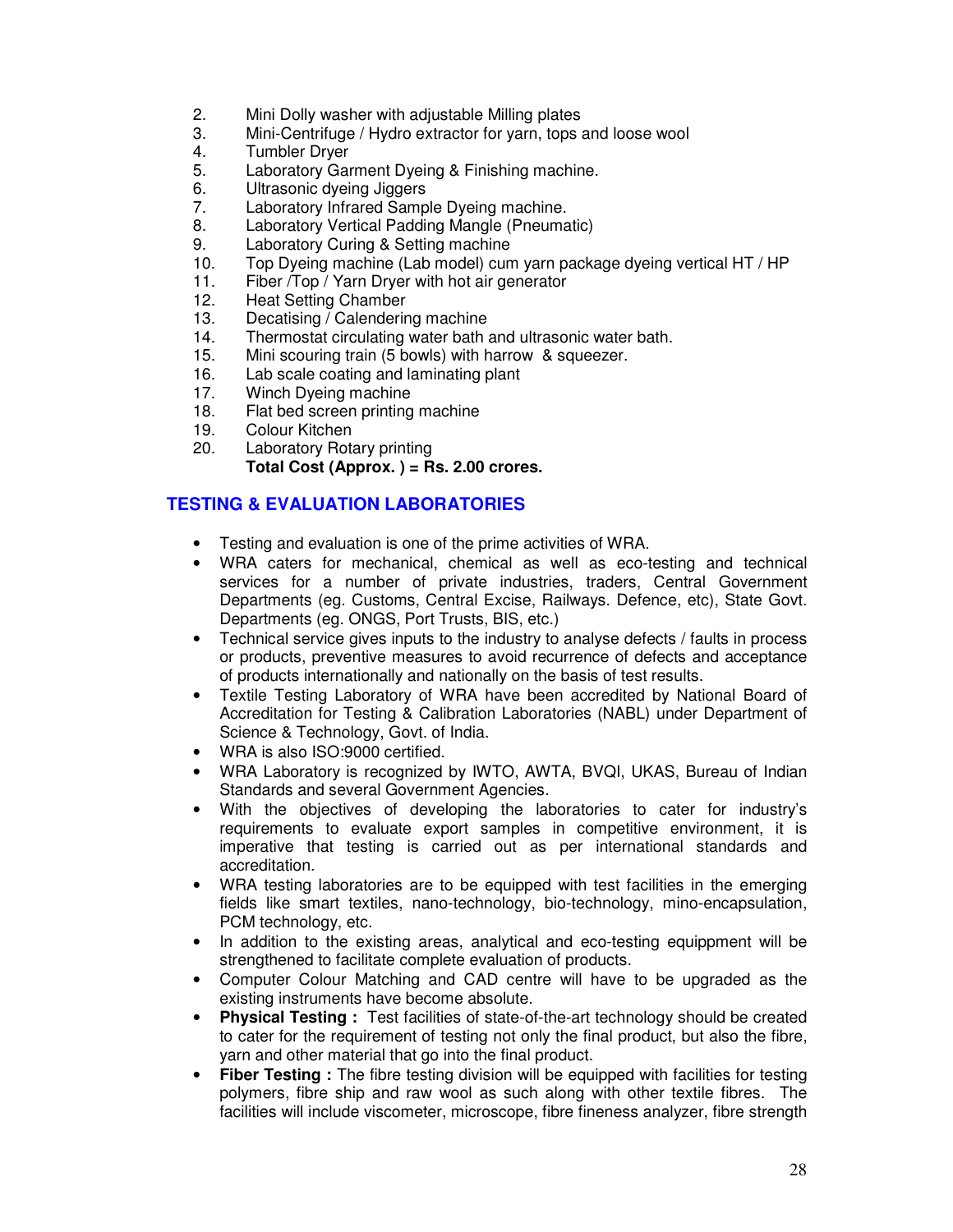2. Mini Dolly washer with adjustable Milling plates
3. Mini-Centrifuge / Hydro extractor for yarn, tops and loose wool
4. Tumbler Dryer
5. Laboratory Garment Dyeing & Finishing machine.
6. Ultrasonic dyeing Jiggers
7. Laboratory Infrared Sample Dyeing machine.
8. Laboratory Vertical Padding Mangle (Pneumatic)
9. Laboratory Curing & Setting machine
10. Top Dyeing machine (Lab model) cum yarn package dyeing vertical HT / HP
11. Fiber /Top / Yarn Dryer with hot air generator
12. Heat Setting Chamber
13. Decatising / Calendering machine
14. Thermostat circulating water bath and ultrasonic water bath.
15. Mini scouring train (5 bowls) with harrow & squeezer.
16. Lab scale coating and laminating plant
17. Winch Dyeing machine
18. Flat bed screen printing machine
19. Colour Kitchen
20. Laboratory Rotary printing

**Total Cost (Approx. ) = Rs. 2.00 crores.**

## TESTING & EVALUATION LABORATORIES

- Testing and evaluation is one of the prime activities of WRA.
- WRA caters for mechanical, chemical as well as eco-testing and technical services for a number of private industries, traders, Central Government Departments (eg. Customs, Central Excise, Railways. Defence, etc), State Govt. Departments (eg. ONGS, Port Trusts, BIS, etc.)
- Technical service gives inputs to the industry to analyse defects / faults in process or products, preventive measures to avoid recurrence of defects and acceptance of products internationally and nationally on the basis of test results.
- Textile Testing Laboratory of WRA have been accredited by National Board of Accreditation for Testing & Calibration Laboratories (NABL) under Department of Science & Technology, Govt. of India.
- WRA is also ISO:9000 certified.
- WRA Laboratory is recognized by IWTO, AWTA, BVQI, UKAS, Bureau of Indian Standards and several Government Agencies.
- With the objectives of developing the laboratories to cater for industry's requirements to evaluate export samples in competitive environment, it is imperative that testing is carried out as per international standards and accreditation.
- WRA testing laboratories are to be equipped with test facilities in the emerging fields like smart textiles, nano-technology, bio-technology, mino-encapsulation, PCM technology, etc.
- In addition to the existing areas, analytical and eco-testing equippment will be strengthened to facilitate complete evaluation of products.
- Computer Colour Matching and CAD centre will have to be upgraded as the existing instruments have become absolute.
- **Physical Testing :** Test facilities of state-of-the-art technology should be created to cater for the requirement of testing not only the final product, but also the fibre, yarn and other material that go into the final product.
- **Fiber Testing :** The fibre testing division will be equipped with facilities for testing polymers, fibre ship and raw wool as such along with other textile fibres. The facilities will include viscometer, microscope, fibre fineness analyzer, fibre strength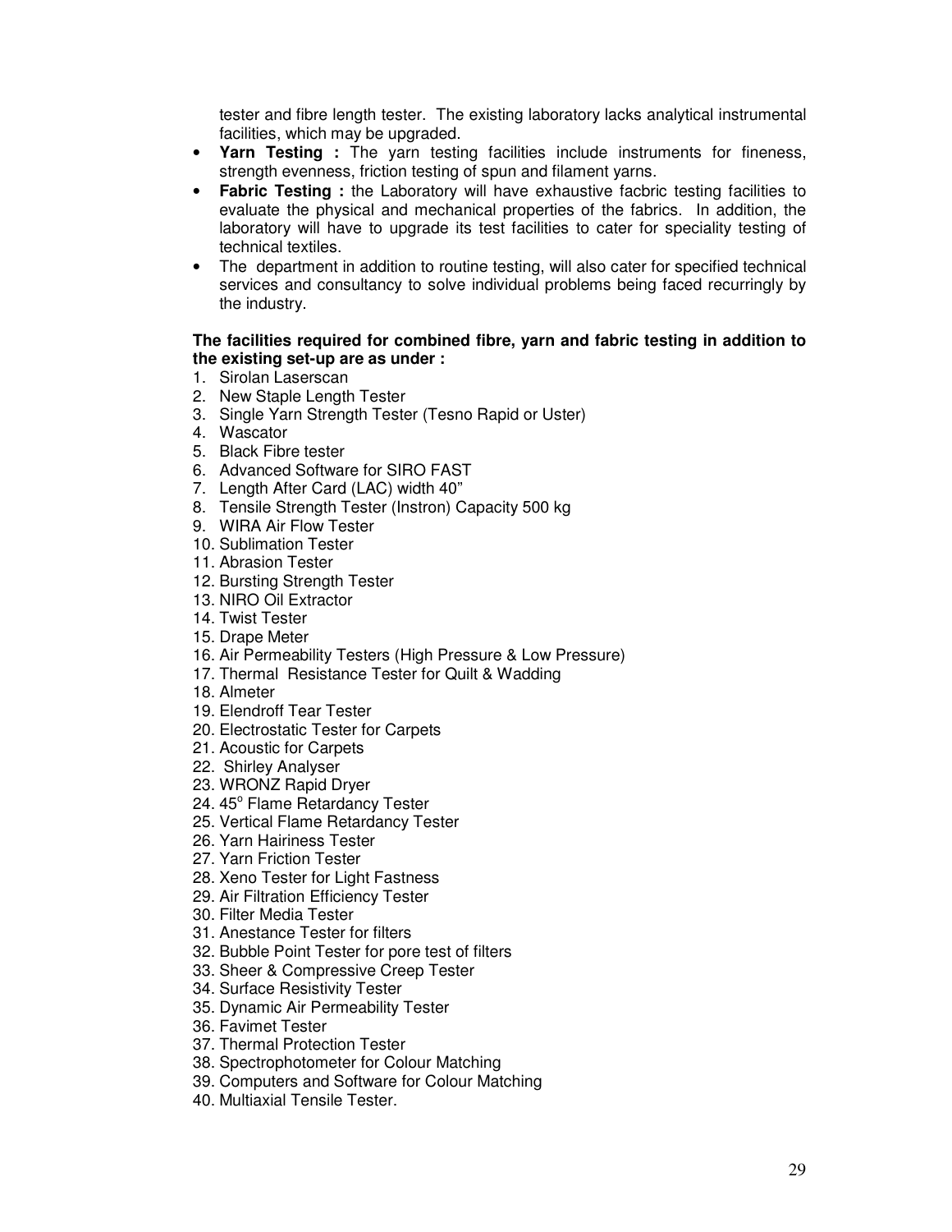tester and fibre length tester. The existing laboratory lacks analytical instrumental facilities, which may be upgraded.

- **Yarn Testing :** The yarn testing facilities include instruments for fineness, strength evenness, friction testing of spun and filament yarns.
- **Fabric Testing :** the Laboratory will have exhaustive facbric testing facilities to evaluate the physical and mechanical properties of the fabrics. In addition, the laboratory will have to upgrade its test facilities to cater for speciality testing of technical textiles.
- The department in addition to routine testing, will also cater for specified technical services and consultancy to solve individual problems being faced recurringly by the industry.

**The facilities required for combined fibre, yarn and fabric testing in addition to the existing set-up are as under :**

1. Sirolan Laserscan
2. New Staple Length Tester
3. Single Yarn Strength Tester (Tesno Rapid or Uster)
4. Wascator
5. Black Fibre tester
6. Advanced Software for SIRO FAST
7. Length After Card (LAC) width 40"
8. Tensile Strength Tester (Instron) Capacity 500 kg
9. WIRA Air Flow Tester
10. Sublimation Tester
11. Abrasion Tester
12. Bursting Strength Tester
13. NIRO Oil Extractor
14. Twist Tester
15. Drape Meter
16. Air Permeability Testers (High Pressure & Low Pressure)
17. Thermal Resistance Tester for Quilt & Wadding
18. Almeter
19. Elendroff Tear Tester
20. Electrostatic Tester for Carpets
21. Acoustic for Carpets
22. Shirley Analyser
23. WRONZ Rapid Dryer
24. 45° Flame Retardancy Tester
25. Vertical Flame Retardancy Tester
26. Yarn Hairiness Tester
27. Yarn Friction Tester
28. Xeno Tester for Light Fastness
29. Air Filtration Efficiency Tester
30. Filter Media Tester
31. Anestance Tester for filters
32. Bubble Point Tester for pore test of filters
33. Sheer & Compressive Creep Tester
34. Surface Resistivity Tester
35. Dynamic Air Permeability Tester
36. Favimet Tester
37. Thermal Protection Tester
38. Spectrophotometer for Colour Matching
39. Computers and Software for Colour Matching
40. Multiaxial Tensile Tester.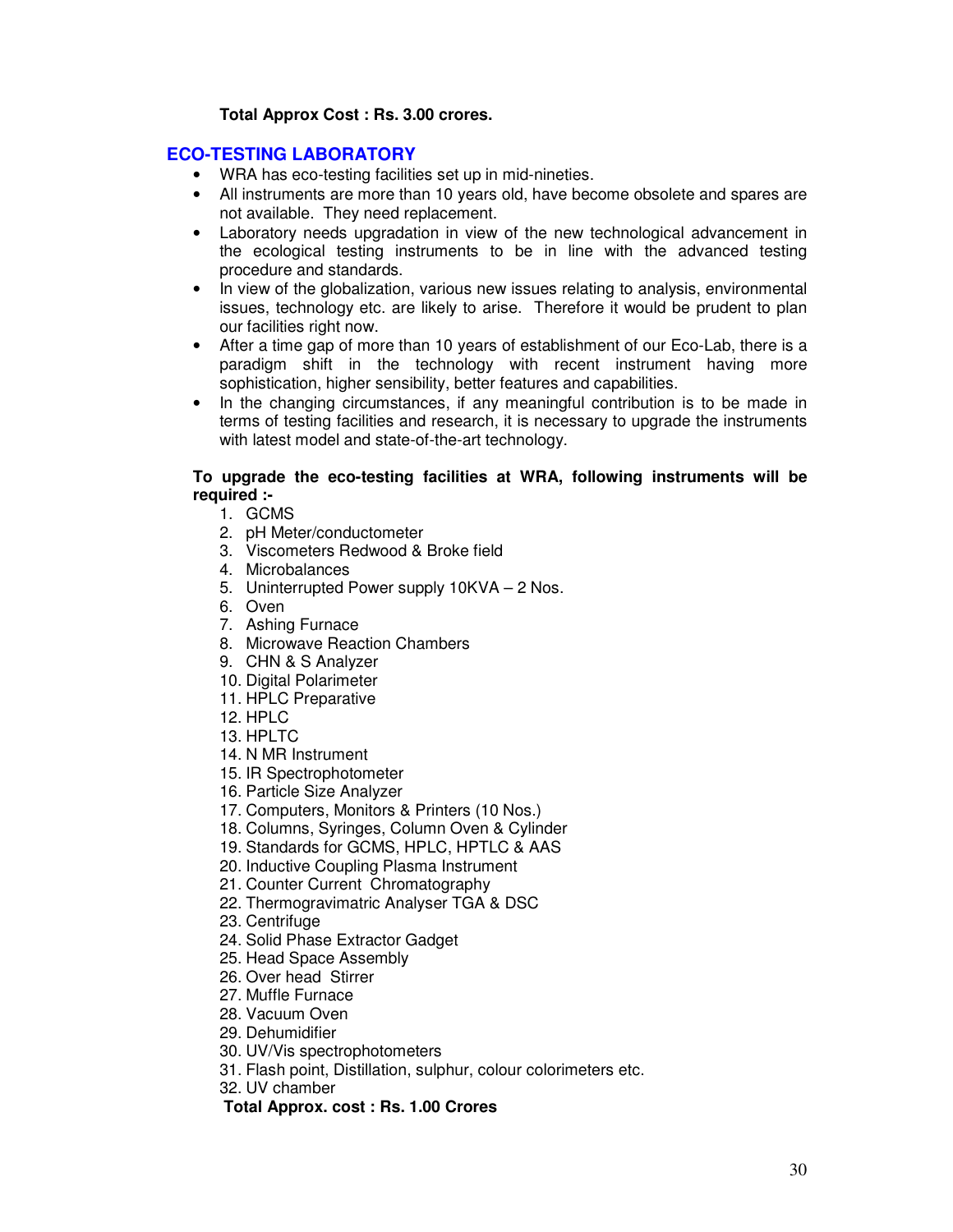**Total Approx Cost : Rs. 3.00 crores.**

## ECO-TESTING LABORATORY

- WRA has eco-testing facilities set up in mid-nineties.
- All instruments are more than 10 years old, have become obsolete and spares are not available. They need replacement.
- Laboratory needs upgradation in view of the new technological advancement in the ecological testing instruments to be in line with the advanced testing procedure and standards.
- In view of the globalization, various new issues relating to analysis, environmental issues, technology etc. are likely to arise. Therefore it would be prudent to plan our facilities right now.
- After a time gap of more than 10 years of establishment of our Eco-Lab, there is a paradigm shift in the technology with recent instrument having more sophistication, higher sensibility, better features and capabilities.
- In the changing circumstances, if any meaningful contribution is to be made in terms of testing facilities and research, it is necessary to upgrade the instruments with latest model and state-of-the-art technology.

**To upgrade the eco-testing facilities at WRA, following instruments will be required :-**

1. GCMS
2. pH Meter/conductometer
3. Viscometers Redwood & Broke field
4. Microbalances
5. Uninterrupted Power supply 10KVA – 2 Nos.
6. Oven
7. Ashing Furnace
8. Microwave Reaction Chambers
9. CHN & S Analyzer
10. Digital Polarimeter
11. HPLC Preparative
12. HPLC
13. HPLTC
14. N MR Instrument
15. IR Spectrophotometer
16. Particle Size Analyzer
17. Computers, Monitors & Printers (10 Nos.)
18. Columns, Syringes, Column Oven & Cylinder
19. Standards for GCMS, HPLC, HPTLC & AAS
20. Inductive Coupling Plasma Instrument
21. Counter Current Chromatography
22. Thermogravimatric Analyser TGA & DSC
23. Centrifuge
24. Solid Phase Extractor Gadget
25. Head Space Assembly
26. Over head Stirrer
27. Muffle Furnace
28. Vacuum Oven
29. Dehumidifier
30. UV/Vis spectrophotometers
31. Flash point, Distillation, sulphur, colour colorimeters etc.
32. UV chamber

**Total Approx. cost : Rs. 1.00 Crores**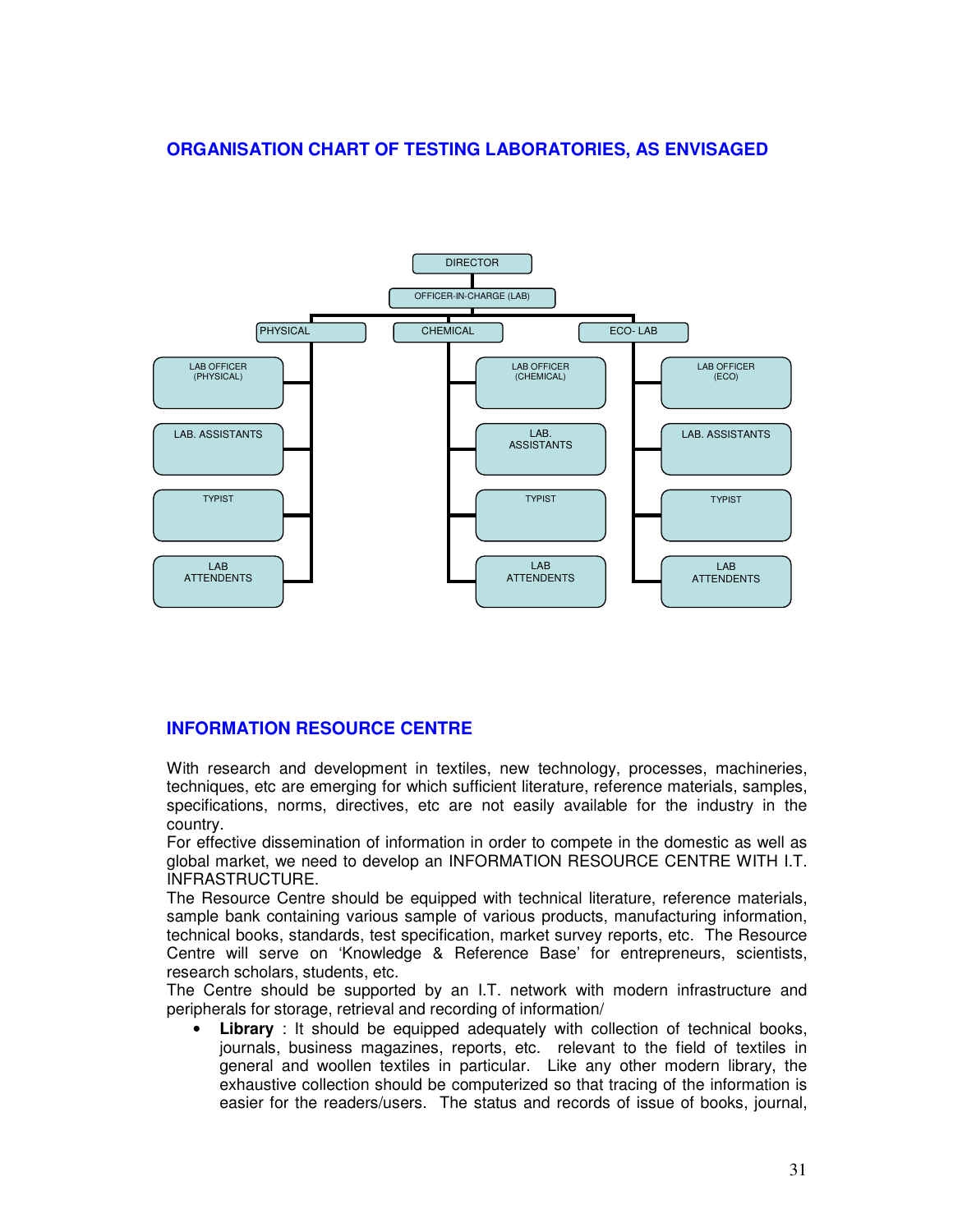## ORGANISATION CHART OF TESTING LABORATORIES, AS ENVISAGED

- DIRECTOR
  - OFFICER-IN-CHARGE (LAB)
    - PHYSICAL
      - LAB OFFICER (PHYSICAL)
      - LAB. ASSISTANTS
      - TYPIST
      - LAB ATTENDENTS
    - CHEMICAL
      - LAB OFFICER (CHEMICAL)
      - LAB. ASSISTANTS
      - TYPIST
      - LAB ATTENDENTS
    - ECO- LAB
      - LAB OFFICER (ECO)
      - LAB. ASSISTANTS
      - TYPIST
      - LAB ATTENDENTS

## INFORMATION RESOURCE CENTRE

With research and development in textiles, new technology, processes, machineries, techniques, etc are emerging for which sufficient literature, reference materials, samples, specifications, norms, directives, etc are not easily available for the industry in the country.

For effective dissemination of information in order to compete in the domestic as well as global market, we need to develop an INFORMATION RESOURCE CENTRE WITH I.T. INFRASTRUCTURE.

The Resource Centre should be equipped with technical literature, reference materials, sample bank containing various sample of various products, manufacturing information, technical books, standards, test specification, market survey reports, etc. The Resource Centre will serve on 'Knowledge & Reference Base' for entrepreneurs, scientists, research scholars, students, etc.

The Centre should be supported by an I.T. network with modern infrastructure and peripherals for storage, retrieval and recording of information/

- **Library** : It should be equipped adequately with collection of technical books, journals, business magazines, reports, etc. relevant to the field of textiles in general and woollen textiles in particular. Like any other modern library, the exhaustive collection should be computerized so that tracing of the information is easier for the readers/users. The status and records of issue of books, journal,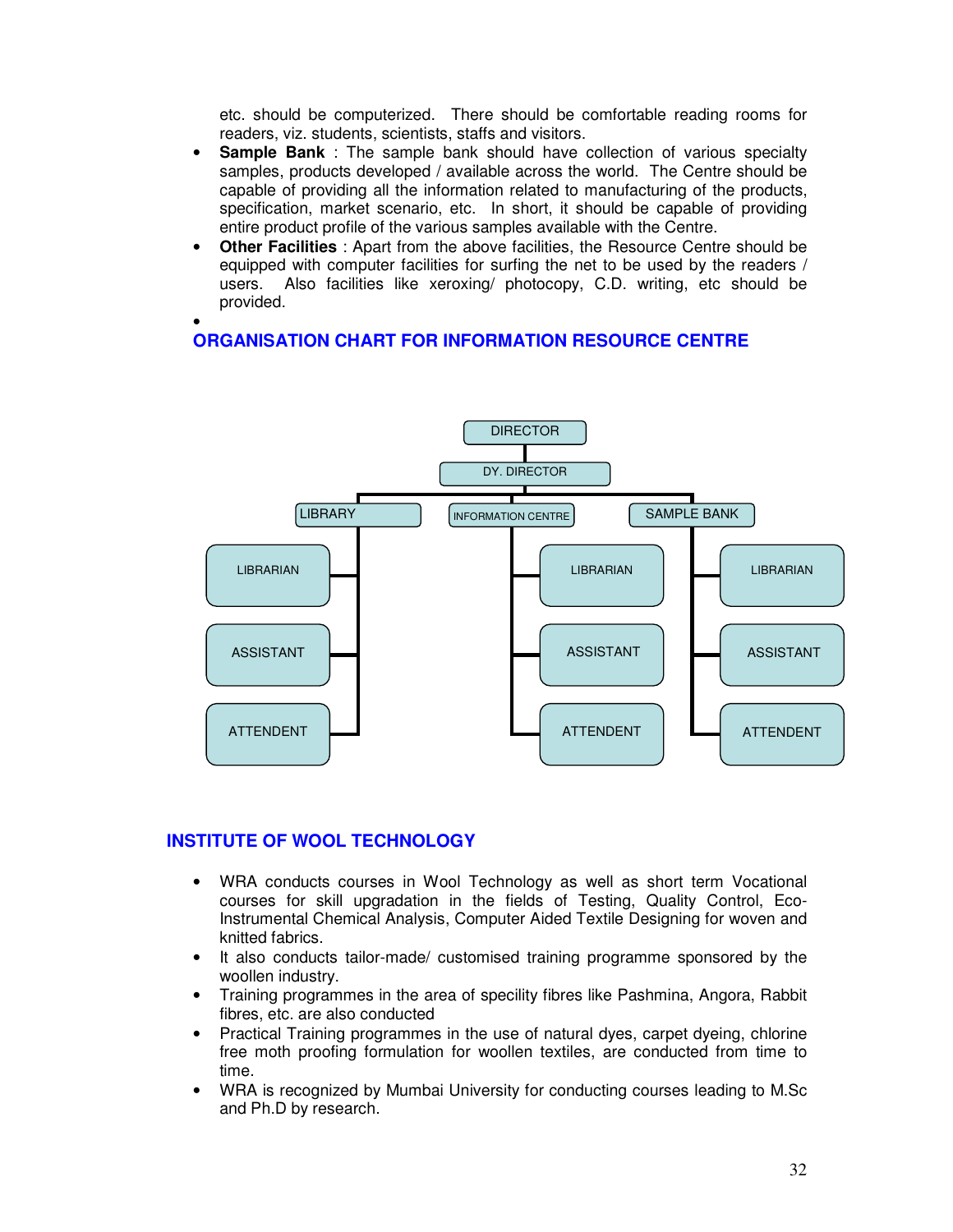etc. should be computerized. There should be comfortable reading rooms for readers, viz. students, scientists, staffs and visitors.

- **Sample Bank** : The sample bank should have collection of various specialty samples, products developed / available across the world. The Centre should be capable of providing all the information related to manufacturing of the products, specification, market scenario, etc. In short, it should be capable of providing entire product profile of the various samples available with the Centre.
- **Other Facilities** : Apart from the above facilities, the Resource Centre should be equipped with computer facilities for surfing the net to be used by the readers / users. Also facilities like xeroxing/ photocopy, C.D. writing, etc should be provided.

## ORGANISATION CHART FOR INFORMATION RESOURCE CENTRE

- DIRECTOR
  - DY. DIRECTOR
    - LIBRARY
      - LIBRARIAN
      - ASSISTANT
      - ATTENDENT
    - INFORMATION CENTRE
      - LIBRARIAN
      - ASSISTANT
      - ATTENDENT
    - SAMPLE BANK
      - LIBRARIAN
      - ASSISTANT
      - ATTENDENT

## INSTITUTE OF WOOL TECHNOLOGY

- WRA conducts courses in Wool Technology as well as short term Vocational courses for skill upgradation in the fields of Testing, Quality Control, Eco-Instrumental Chemical Analysis, Computer Aided Textile Designing for woven and knitted fabrics.
- It also conducts tailor-made/ customised training programme sponsored by the woollen industry.
- Training programmes in the area of specility fibres like Pashmina, Angora, Rabbit fibres, etc. are also conducted
- Practical Training programmes in the use of natural dyes, carpet dyeing, chlorine free moth proofing formulation for woollen textiles, are conducted from time to time.
- WRA is recognized by Mumbai University for conducting courses leading to M.Sc and Ph.D by research.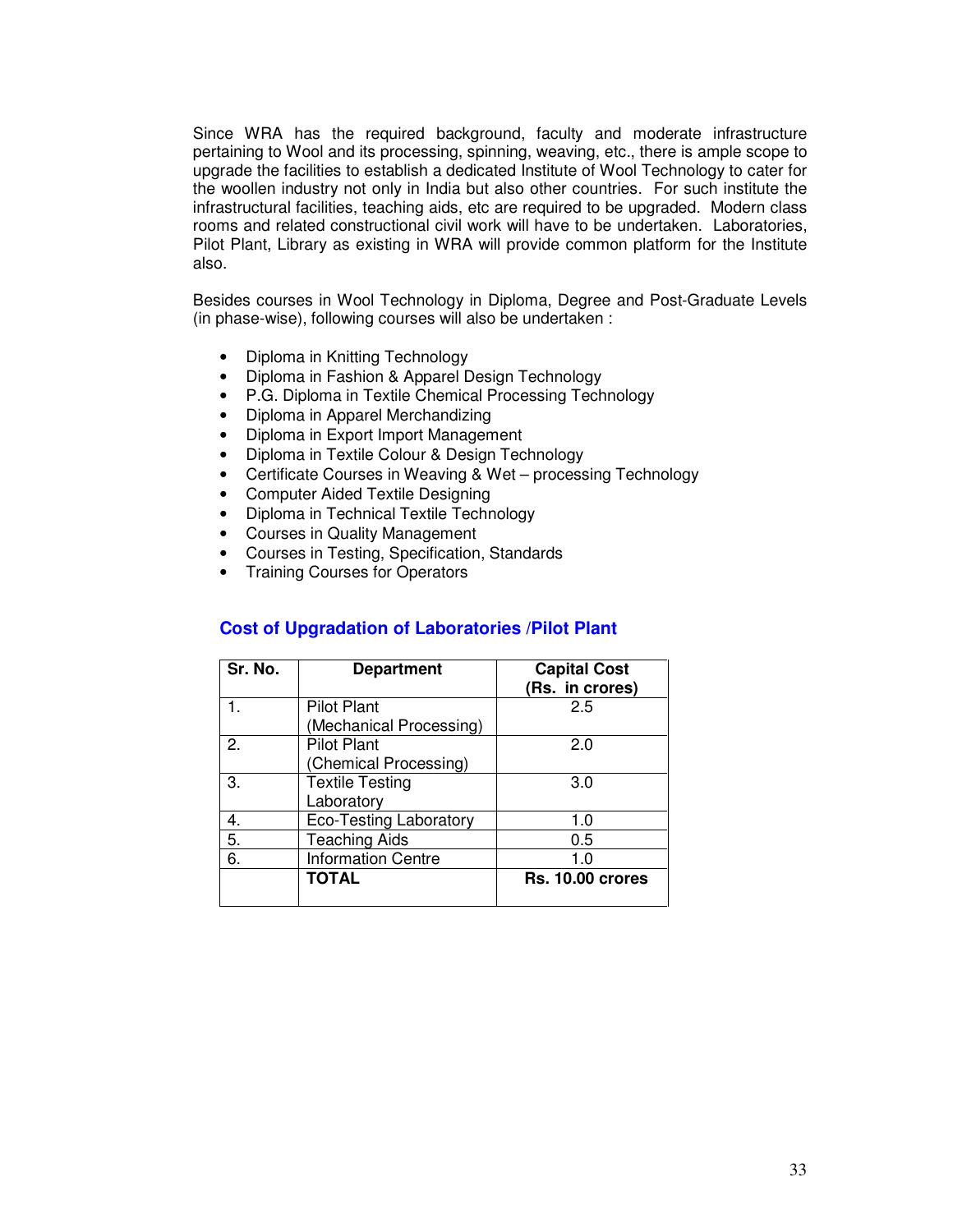Since WRA has the required background, faculty and moderate infrastructure pertaining to Wool and its processing, spinning, weaving, etc., there is ample scope to upgrade the facilities to establish a dedicated Institute of Wool Technology to cater for the woollen industry not only in India but also other countries. For such institute the infrastructural facilities, teaching aids, etc are required to be upgraded. Modern class rooms and related constructional civil work will have to be undertaken. Laboratories, Pilot Plant, Library as existing in WRA will provide common platform for the Institute also.

Besides courses in Wool Technology in Diploma, Degree and Post-Graduate Levels (in phase-wise), following courses will also be undertaken :

- Diploma in Knitting Technology
- Diploma in Fashion & Apparel Design Technology
- P.G. Diploma in Textile Chemical Processing Technology
- Diploma in Apparel Merchandizing
- Diploma in Export Import Management
- Diploma in Textile Colour & Design Technology
- Certificate Courses in Weaving & Wet – processing Technology
- Computer Aided Textile Designing
- Diploma in Technical Textile Technology
- Courses in Quality Management
- Courses in Testing, Specification, Standards
- Training Courses for Operators

## Cost of Upgradation of Laboratories /Pilot Plant

| Sr. No. | Department | Capital Cost (Rs. in crores) |
|---|---|---|
| 1. | Pilot Plant (Mechanical Processing) | 2.5 |
| 2. | Pilot Plant (Chemical Processing) | 2.0 |
| 3. | Textile Testing Laboratory | 3.0 |
| 4. | Eco-Testing Laboratory | 1.0 |
| 5. | Teaching Aids | 0.5 |
| 6. | Information Centre | 1.0 |
| | **TOTAL** | **Rs. 10.00 crores** |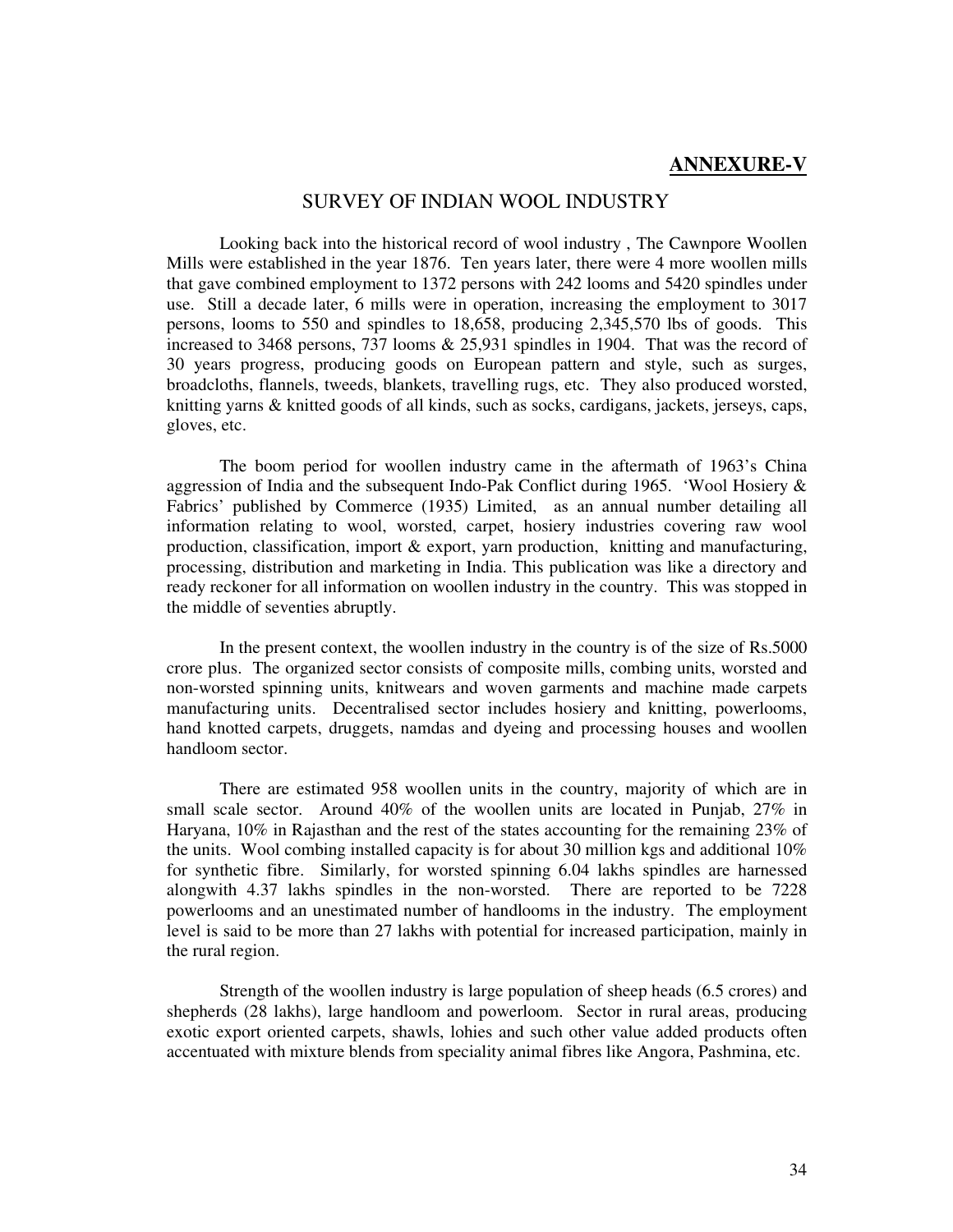## ANNEXURE-V

# SURVEY OF INDIAN WOOL INDUSTRY

Looking back into the historical record of wool industry , The Cawnpore Woollen Mills were established in the year 1876. Ten years later, there were 4 more woollen mills that gave combined employment to 1372 persons with 242 looms and 5420 spindles under use. Still a decade later, 6 mills were in operation, increasing the employment to 3017 persons, looms to 550 and spindles to 18,658, producing 2,345,570 lbs of goods. This increased to 3468 persons, 737 looms & 25,931 spindles in 1904. That was the record of 30 years progress, producing goods on European pattern and style, such as surges, broadcloths, flannels, tweeds, blankets, travelling rugs, etc. They also produced worsted, knitting yarns & knitted goods of all kinds, such as socks, cardigans, jackets, jerseys, caps, gloves, etc.

The boom period for woollen industry came in the aftermath of 1963's China aggression of India and the subsequent Indo-Pak Conflict during 1965. 'Wool Hosiery & Fabrics' published by Commerce (1935) Limited, as an annual number detailing all information relating to wool, worsted, carpet, hosiery industries covering raw wool production, classification, import & export, yarn production, knitting and manufacturing, processing, distribution and marketing in India. This publication was like a directory and ready reckoner for all information on woollen industry in the country. This was stopped in the middle of seventies abruptly.

In the present context, the woollen industry in the country is of the size of Rs.5000 crore plus. The organized sector consists of composite mills, combing units, worsted and non-worsted spinning units, knitwears and woven garments and machine made carpets manufacturing units. Decentralised sector includes hosiery and knitting, powerlooms, hand knotted carpets, druggets, namdas and dyeing and processing houses and woollen handloom sector.

There are estimated 958 woollen units in the country, majority of which are in small scale sector. Around 40% of the woollen units are located in Punjab, 27% in Haryana, 10% in Rajasthan and the rest of the states accounting for the remaining 23% of the units. Wool combing installed capacity is for about 30 million kgs and additional 10% for synthetic fibre. Similarly, for worsted spinning 6.04 lakhs spindles are harnessed alongwith 4.37 lakhs spindles in the non-worsted. There are reported to be 7228 powerlooms and an unestimated number of handlooms in the industry. The employment level is said to be more than 27 lakhs with potential for increased participation, mainly in the rural region.

Strength of the woollen industry is large population of sheep heads (6.5 crores) and shepherds (28 lakhs), large handloom and powerloom. Sector in rural areas, producing exotic export oriented carpets, shawls, lohies and such other value added products often accentuated with mixture blends from speciality animal fibres like Angora, Pashmina, etc.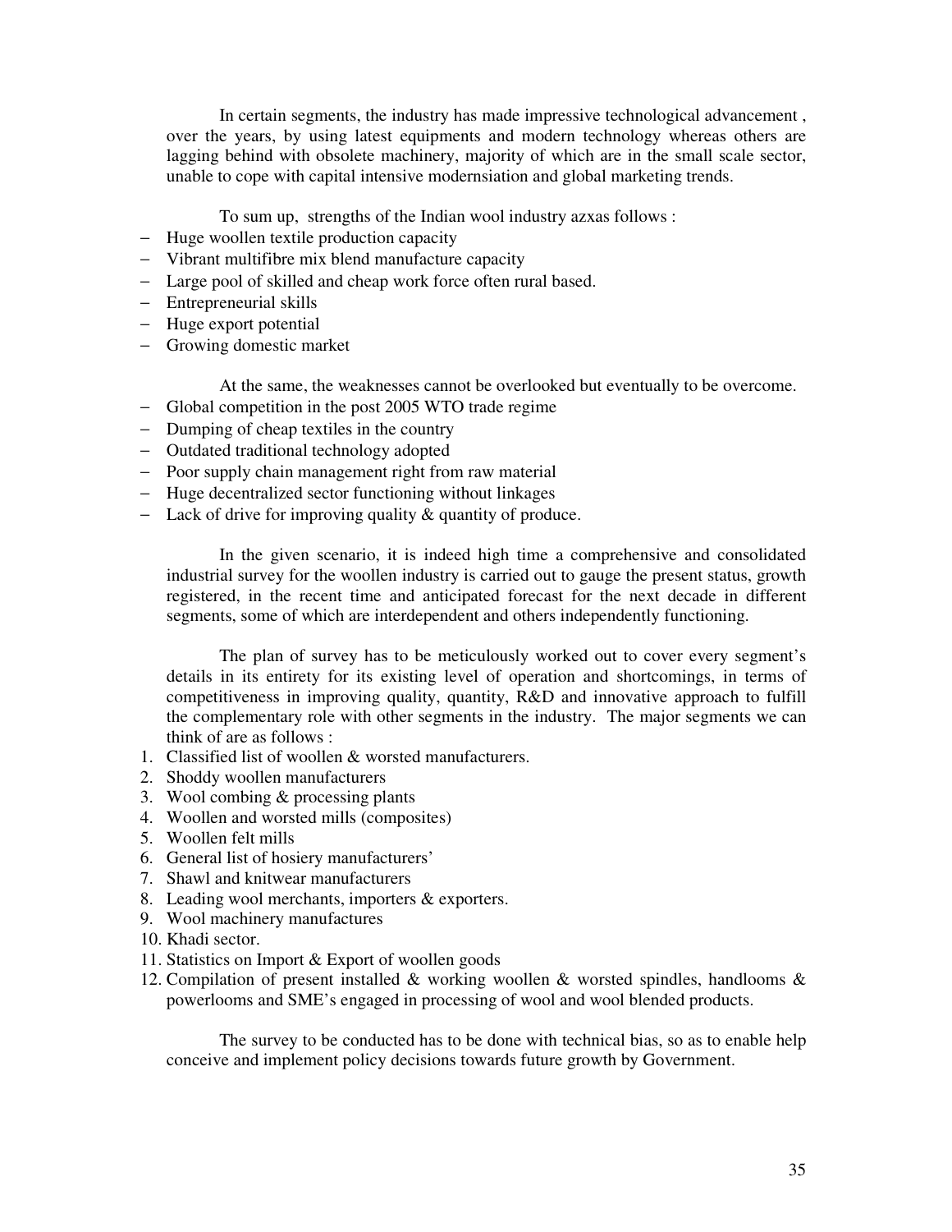In certain segments, the industry has made impressive technological advancement , over the years, by using latest equipments and modern technology whereas others are lagging behind with obsolete machinery, majority of which are in the small scale sector, unable to cope with capital intensive modernsiation and global marketing trends.

To sum up, strengths of the Indian wool industry azxas follows :

- Huge woollen textile production capacity
- Vibrant multifibre mix blend manufacture capacity
- Large pool of skilled and cheap work force often rural based.
- Entrepreneurial skills
- Huge export potential
- Growing domestic market

At the same, the weaknesses cannot be overlooked but eventually to be overcome.

- Global competition in the post 2005 WTO trade regime
- Dumping of cheap textiles in the country
- Outdated traditional technology adopted
- Poor supply chain management right from raw material
- Huge decentralized sector functioning without linkages
- Lack of drive for improving quality & quantity of produce.

In the given scenario, it is indeed high time a comprehensive and consolidated industrial survey for the woollen industry is carried out to gauge the present status, growth registered, in the recent time and anticipated forecast for the next decade in different segments, some of which are interdependent and others independently functioning.

The plan of survey has to be meticulously worked out to cover every segment's details in its entirety for its existing level of operation and shortcomings, in terms of competitiveness in improving quality, quantity, R&D and innovative approach to fulfill the complementary role with other segments in the industry. The major segments we can think of are as follows :

1. Classified list of woollen & worsted manufacturers.
2. Shoddy woollen manufacturers
3. Wool combing & processing plants
4. Woollen and worsted mills (composites)
5. Woollen felt mills
6. General list of hosiery manufacturers'
7. Shawl and knitwear manufacturers
8. Leading wool merchants, importers & exporters.
9. Wool machinery manufactures
10. Khadi sector.
11. Statistics on Import & Export of woollen goods
12. Compilation of present installed & working woollen & worsted spindles, handlooms & powerlooms and SME's engaged in processing of wool and wool blended products.

The survey to be conducted has to be done with technical bias, so as to enable help conceive and implement policy decisions towards future growth by Government.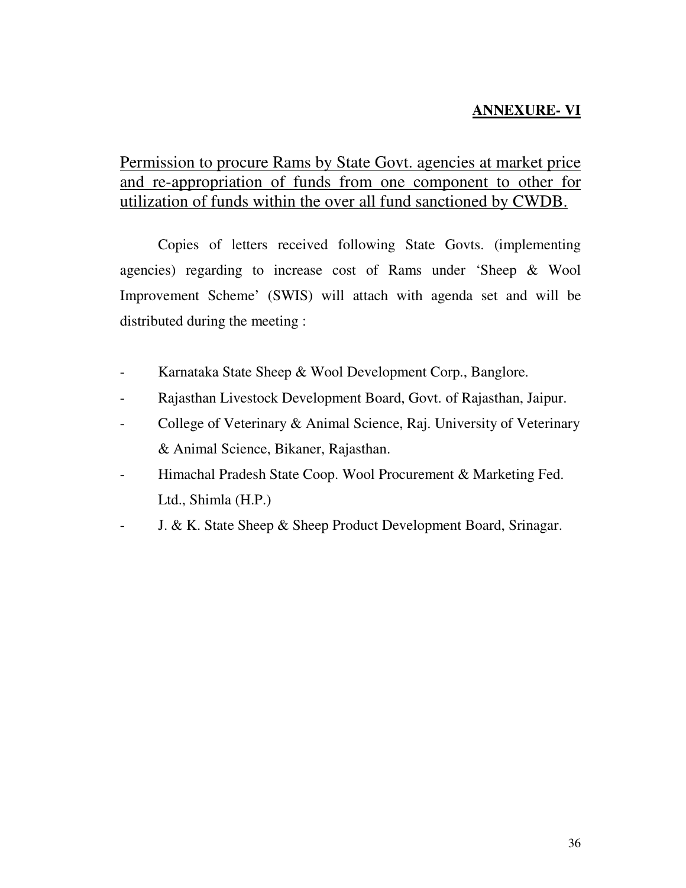**ANNEXURE- VI**

Permission to procure Rams by State Govt. agencies at market price and re-appropriation of funds from one component to other for utilization of funds within the over all fund sanctioned by CWDB.

Copies of letters received following State Govts. (implementing agencies) regarding to increase cost of Rams under 'Sheep & Wool Improvement Scheme' (SWIS) will attach with agenda set and will be distributed during the meeting :

- Karnataka State Sheep & Wool Development Corp., Banglore.
- Rajasthan Livestock Development Board, Govt. of Rajasthan, Jaipur.
- College of Veterinary & Animal Science, Raj. University of Veterinary & Animal Science, Bikaner, Rajasthan.
- Himachal Pradesh State Coop. Wool Procurement & Marketing Fed. Ltd., Shimla (H.P.)
- J. & K. State Sheep & Sheep Product Development Board, Srinagar.